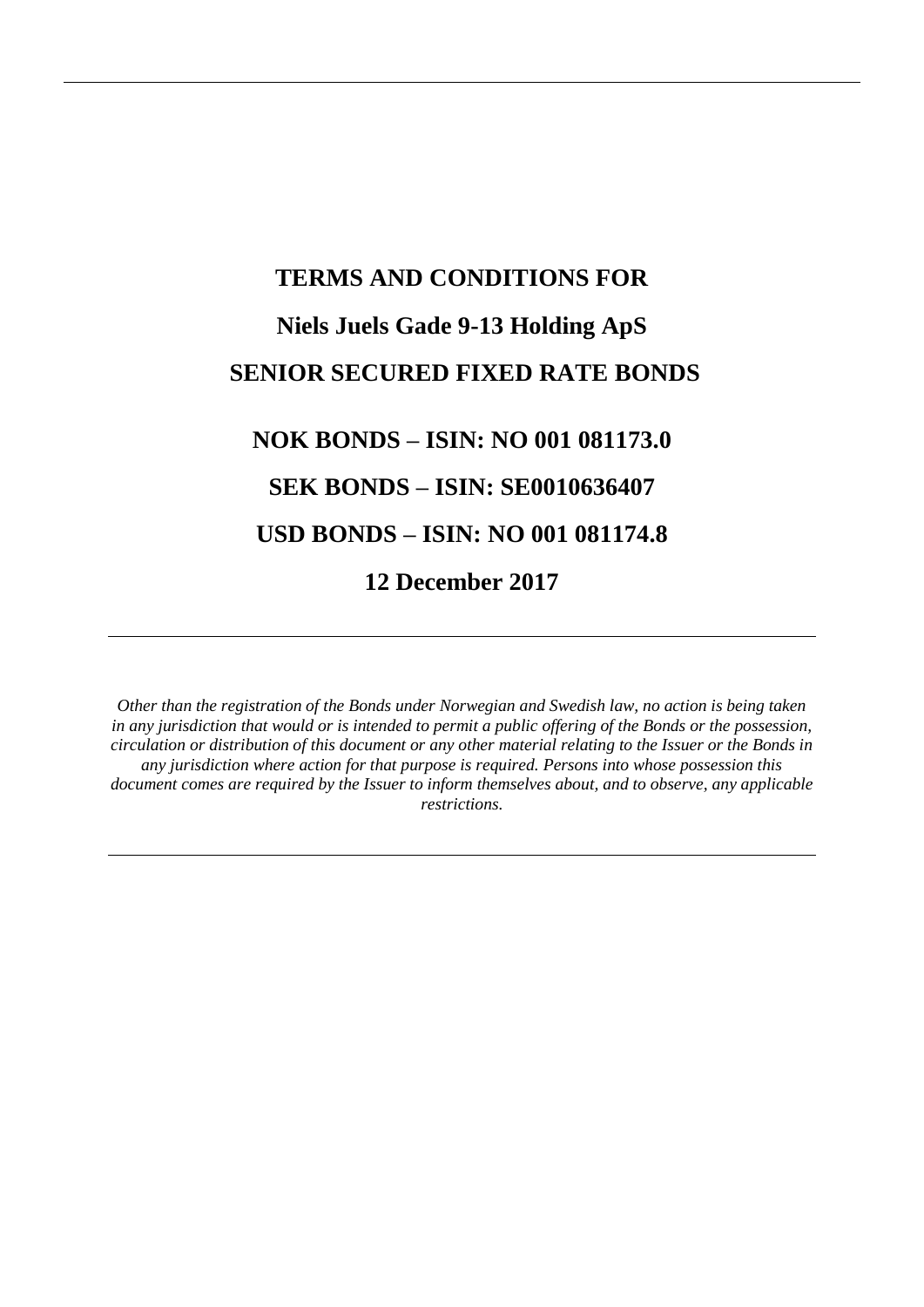# TERMS AND CONDITIONS FOR

# Niels Juels Gade 9-13 Holding ApS

# SENIOR SECURED FIXED RATE BONDS

## NOK BONDS – ISIN: NO 001 081173.0

## SEK BONDS – ISIN: SE0010636407

## USD BONDS – ISIN: NO 001 081174.8

## 12 December 2017

---

*Other than the registration of the Bonds under Norwegian and Swedish law, no action is being taken in any jurisdiction that would or is intended to permit a public offering of the Bonds or the possession, circulation or distribution of this document or any other material relating to the Issuer or the Bonds in any jurisdiction where action for that purpose is required. Persons into whose possession this document comes are required by the Issuer to inform themselves about, and to observe, any applicable restrictions.*

---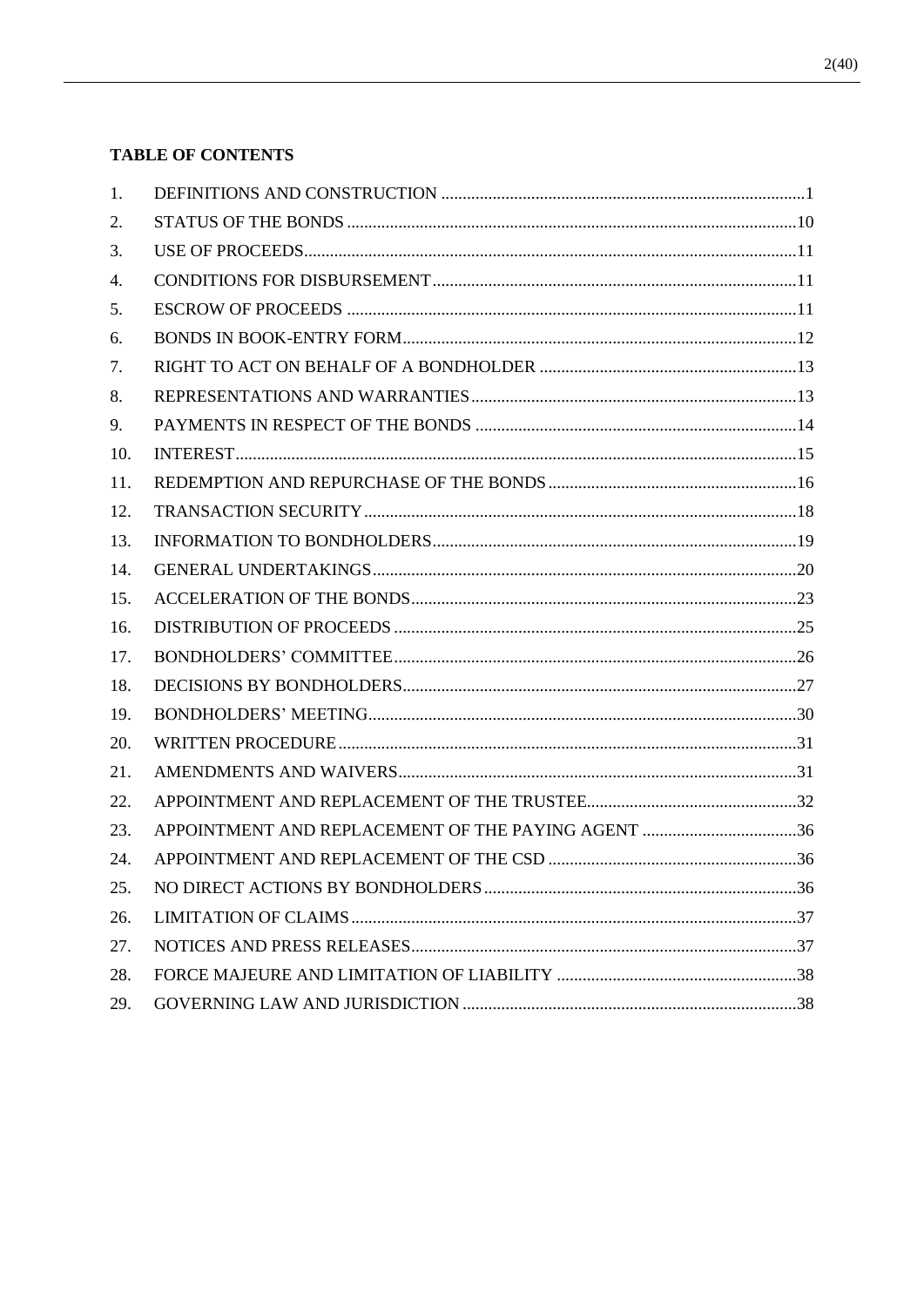**TABLE OF CONTENTS**

| | | |
|---|---|---|
| 1. | DEFINITIONS AND CONSTRUCTION | 1 |
| 2. | STATUS OF THE BONDS | 10 |
| 3. | USE OF PROCEEDS | 11 |
| 4. | CONDITIONS FOR DISBURSEMENT | 11 |
| 5. | ESCROW OF PROCEEDS | 11 |
| 6. | BONDS IN BOOK-ENTRY FORM | 12 |
| 7. | RIGHT TO ACT ON BEHALF OF A BONDHOLDER | 13 |
| 8. | REPRESENTATIONS AND WARRANTIES | 13 |
| 9. | PAYMENTS IN RESPECT OF THE BONDS | 14 |
| 10. | INTEREST | 15 |
| 11. | REDEMPTION AND REPURCHASE OF THE BONDS | 16 |
| 12. | TRANSACTION SECURITY | 18 |
| 13. | INFORMATION TO BONDHOLDERS | 19 |
| 14. | GENERAL UNDERTAKINGS | 20 |
| 15. | ACCELERATION OF THE BONDS | 23 |
| 16. | DISTRIBUTION OF PROCEEDS | 25 |
| 17. | BONDHOLDERS' COMMITTEE | 26 |
| 18. | DECISIONS BY BONDHOLDERS | 27 |
| 19. | BONDHOLDERS' MEETING | 30 |
| 20. | WRITTEN PROCEDURE | 31 |
| 21. | AMENDMENTS AND WAIVERS | 31 |
| 22. | APPOINTMENT AND REPLACEMENT OF THE TRUSTEE | 32 |
| 23. | APPOINTMENT AND REPLACEMENT OF THE PAYING AGENT | 36 |
| 24. | APPOINTMENT AND REPLACEMENT OF THE CSD | 36 |
| 25. | NO DIRECT ACTIONS BY BONDHOLDERS | 36 |
| 26. | LIMITATION OF CLAIMS | 37 |
| 27. | NOTICES AND PRESS RELEASES | 37 |
| 28. | FORCE MAJEURE AND LIMITATION OF LIABILITY | 38 |
| 29. | GOVERNING LAW AND JURISDICTION | 38 |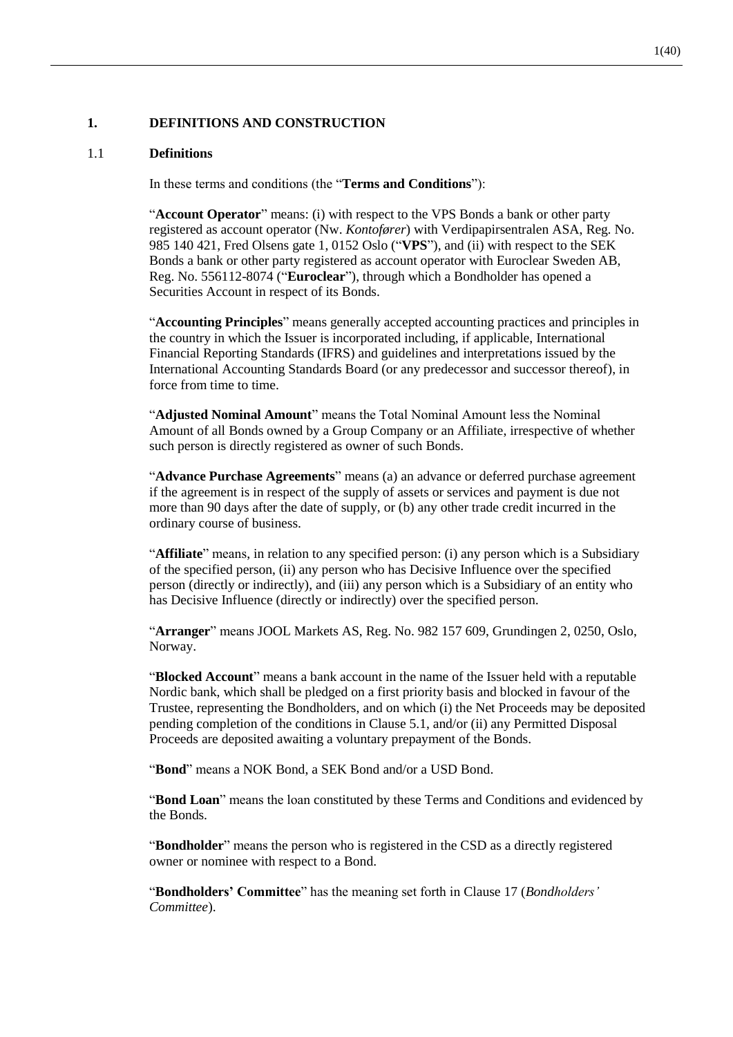## 1. DEFINITIONS AND CONSTRUCTION

### 1.1 Definitions

In these terms and conditions (the "**Terms and Conditions**"):

"**Account Operator**" means: (i) with respect to the VPS Bonds a bank or other party registered as account operator (Nw. *Kontofører*) with Verdipapirsentralen ASA, Reg. No. 985 140 421, Fred Olsens gate 1, 0152 Oslo ("**VPS**"), and (ii) with respect to the SEK Bonds a bank or other party registered as account operator with Euroclear Sweden AB, Reg. No. 556112-8074 ("**Euroclear**"), through which a Bondholder has opened a Securities Account in respect of its Bonds.

"**Accounting Principles**" means generally accepted accounting practices and principles in the country in which the Issuer is incorporated including, if applicable, International Financial Reporting Standards (IFRS) and guidelines and interpretations issued by the International Accounting Standards Board (or any predecessor and successor thereof), in force from time to time.

"**Adjusted Nominal Amount**" means the Total Nominal Amount less the Nominal Amount of all Bonds owned by a Group Company or an Affiliate, irrespective of whether such person is directly registered as owner of such Bonds.

"**Advance Purchase Agreements**" means (a) an advance or deferred purchase agreement if the agreement is in respect of the supply of assets or services and payment is due not more than 90 days after the date of supply, or (b) any other trade credit incurred in the ordinary course of business.

"**Affiliate**" means, in relation to any specified person: (i) any person which is a Subsidiary of the specified person, (ii) any person who has Decisive Influence over the specified person (directly or indirectly), and (iii) any person which is a Subsidiary of an entity who has Decisive Influence (directly or indirectly) over the specified person.

"**Arranger**" means JOOL Markets AS, Reg. No. 982 157 609, Grundingen 2, 0250, Oslo, Norway.

"**Blocked Account**" means a bank account in the name of the Issuer held with a reputable Nordic bank, which shall be pledged on a first priority basis and blocked in favour of the Trustee, representing the Bondholders, and on which (i) the Net Proceeds may be deposited pending completion of the conditions in Clause 5.1, and/or (ii) any Permitted Disposal Proceeds are deposited awaiting a voluntary prepayment of the Bonds.

"**Bond**" means a NOK Bond, a SEK Bond and/or a USD Bond.

"**Bond Loan**" means the loan constituted by these Terms and Conditions and evidenced by the Bonds.

"**Bondholder**" means the person who is registered in the CSD as a directly registered owner or nominee with respect to a Bond.

"**Bondholders' Committee**" has the meaning set forth in Clause 17 (*Bondholders' Committee*).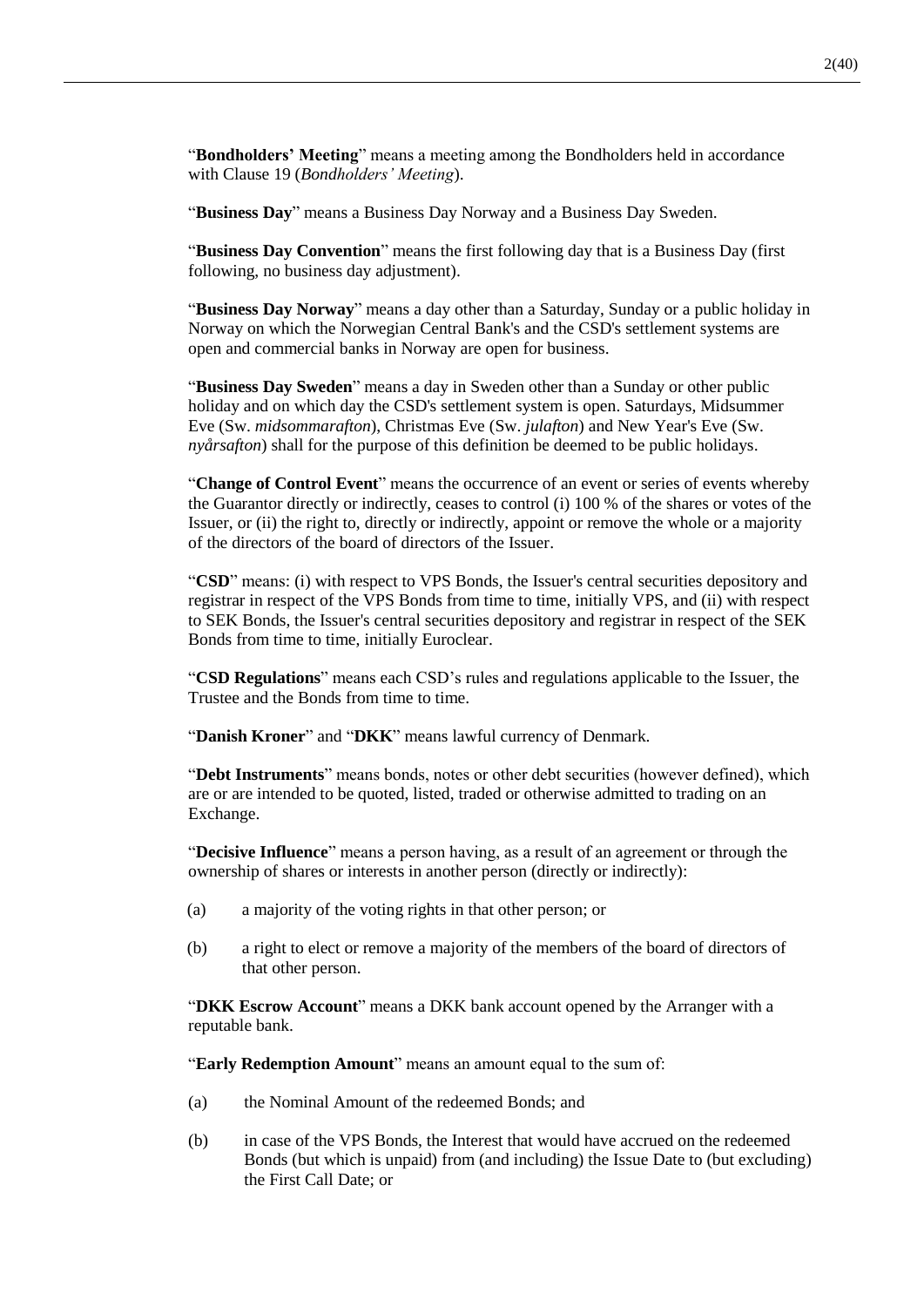"**Bondholders' Meeting**" means a meeting among the Bondholders held in accordance with Clause 19 (*Bondholders' Meeting*).

"**Business Day**" means a Business Day Norway and a Business Day Sweden.

"**Business Day Convention**" means the first following day that is a Business Day (first following, no business day adjustment).

"**Business Day Norway**" means a day other than a Saturday, Sunday or a public holiday in Norway on which the Norwegian Central Bank's and the CSD's settlement systems are open and commercial banks in Norway are open for business.

"**Business Day Sweden**" means a day in Sweden other than a Sunday or other public holiday and on which day the CSD's settlement system is open. Saturdays, Midsummer Eve (Sw. *midsommarafton*), Christmas Eve (Sw. *julafton*) and New Year's Eve (Sw. *nyårsafton*) shall for the purpose of this definition be deemed to be public holidays.

"**Change of Control Event**" means the occurrence of an event or series of events whereby the Guarantor directly or indirectly, ceases to control (i) 100 % of the shares or votes of the Issuer, or (ii) the right to, directly or indirectly, appoint or remove the whole or a majority of the directors of the board of directors of the Issuer.

"**CSD**" means: (i) with respect to VPS Bonds, the Issuer's central securities depository and registrar in respect of the VPS Bonds from time to time, initially VPS, and (ii) with respect to SEK Bonds, the Issuer's central securities depository and registrar in respect of the SEK Bonds from time to time, initially Euroclear.

"**CSD Regulations**" means each CSD's rules and regulations applicable to the Issuer, the Trustee and the Bonds from time to time.

"**Danish Kroner**" and "**DKK**" means lawful currency of Denmark.

"**Debt Instruments**" means bonds, notes or other debt securities (however defined), which are or are intended to be quoted, listed, traded or otherwise admitted to trading on an Exchange.

"**Decisive Influence**" means a person having, as a result of an agreement or through the ownership of shares or interests in another person (directly or indirectly):

(a) a majority of the voting rights in that other person; or

(b) a right to elect or remove a majority of the members of the board of directors of that other person.

"**DKK Escrow Account**" means a DKK bank account opened by the Arranger with a reputable bank.

"**Early Redemption Amount**" means an amount equal to the sum of:

(a) the Nominal Amount of the redeemed Bonds; and

(b) in case of the VPS Bonds, the Interest that would have accrued on the redeemed Bonds (but which is unpaid) from (and including) the Issue Date to (but excluding) the First Call Date; or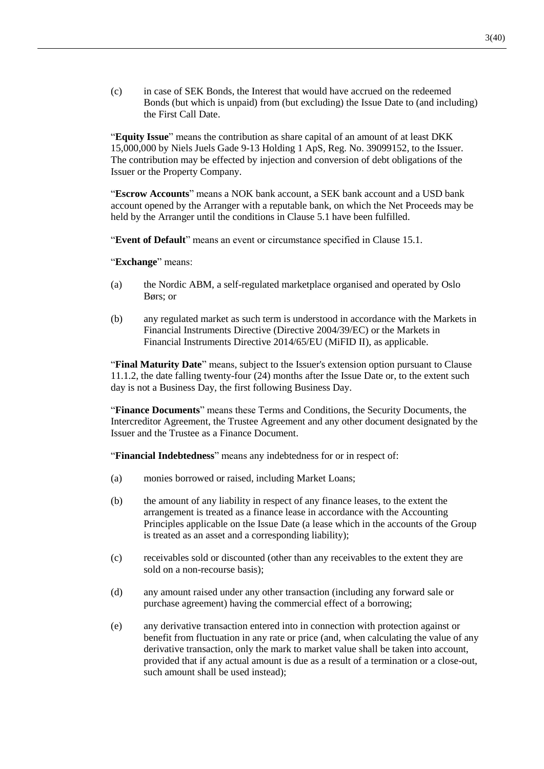(c) in case of SEK Bonds, the Interest that would have accrued on the redeemed Bonds (but which is unpaid) from (but excluding) the Issue Date to (and including) the First Call Date.

"**Equity Issue**" means the contribution as share capital of an amount of at least DKK 15,000,000 by Niels Juels Gade 9-13 Holding 1 ApS, Reg. No. 39099152, to the Issuer. The contribution may be effected by injection and conversion of debt obligations of the Issuer or the Property Company.

"**Escrow Accounts**" means a NOK bank account, a SEK bank account and a USD bank account opened by the Arranger with a reputable bank, on which the Net Proceeds may be held by the Arranger until the conditions in Clause 5.1 have been fulfilled.

"**Event of Default**" means an event or circumstance specified in Clause 15.1.

"**Exchange**" means:

(a) the Nordic ABM, a self-regulated marketplace organised and operated by Oslo Børs; or

(b) any regulated market as such term is understood in accordance with the Markets in Financial Instruments Directive (Directive 2004/39/EC) or the Markets in Financial Instruments Directive 2014/65/EU (MiFID II), as applicable.

"**Final Maturity Date**" means, subject to the Issuer's extension option pursuant to Clause 11.1.2, the date falling twenty-four (24) months after the Issue Date or, to the extent such day is not a Business Day, the first following Business Day.

"**Finance Documents**" means these Terms and Conditions, the Security Documents, the Intercreditor Agreement, the Trustee Agreement and any other document designated by the Issuer and the Trustee as a Finance Document.

"**Financial Indebtedness**" means any indebtedness for or in respect of:

(a) monies borrowed or raised, including Market Loans;

(b) the amount of any liability in respect of any finance leases, to the extent the arrangement is treated as a finance lease in accordance with the Accounting Principles applicable on the Issue Date (a lease which in the accounts of the Group is treated as an asset and a corresponding liability);

(c) receivables sold or discounted (other than any receivables to the extent they are sold on a non-recourse basis);

(d) any amount raised under any other transaction (including any forward sale or purchase agreement) having the commercial effect of a borrowing;

(e) any derivative transaction entered into in connection with protection against or benefit from fluctuation in any rate or price (and, when calculating the value of any derivative transaction, only the mark to market value shall be taken into account, provided that if any actual amount is due as a result of a termination or a close-out, such amount shall be used instead);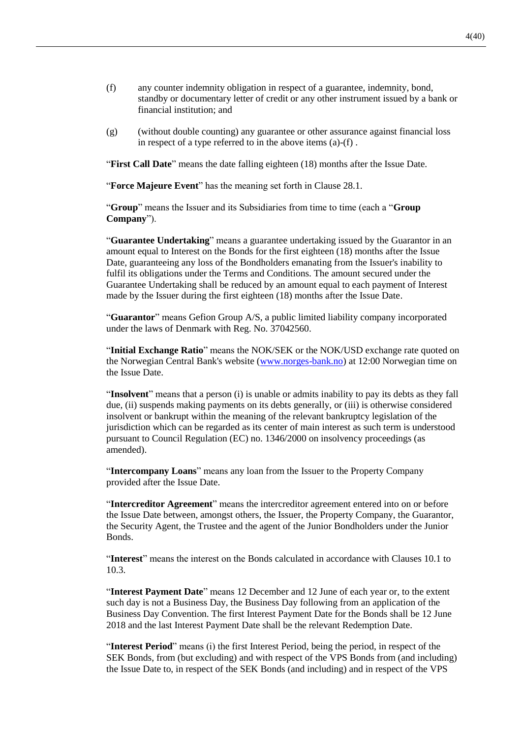(f) any counter indemnity obligation in respect of a guarantee, indemnity, bond, standby or documentary letter of credit or any other instrument issued by a bank or financial institution; and

(g) (without double counting) any guarantee or other assurance against financial loss in respect of a type referred to in the above items (a)-(f) .

"**First Call Date**" means the date falling eighteen (18) months after the Issue Date.

"**Force Majeure Event**" has the meaning set forth in Clause 28.1.

"**Group**" means the Issuer and its Subsidiaries from time to time (each a "**Group Company**").

"**Guarantee Undertaking**" means a guarantee undertaking issued by the Guarantor in an amount equal to Interest on the Bonds for the first eighteen (18) months after the Issue Date, guaranteeing any loss of the Bondholders emanating from the Issuer's inability to fulfil its obligations under the Terms and Conditions. The amount secured under the Guarantee Undertaking shall be reduced by an amount equal to each payment of Interest made by the Issuer during the first eighteen (18) months after the Issue Date.

"**Guarantor**" means Gefion Group A/S, a public limited liability company incorporated under the laws of Denmark with Reg. No. 37042560.

"**Initial Exchange Ratio**" means the NOK/SEK or the NOK/USD exchange rate quoted on the Norwegian Central Bank's website (www.norges-bank.no) at 12:00 Norwegian time on the Issue Date.

"**Insolvent**" means that a person (i) is unable or admits inability to pay its debts as they fall due, (ii) suspends making payments on its debts generally, or (iii) is otherwise considered insolvent or bankrupt within the meaning of the relevant bankruptcy legislation of the jurisdiction which can be regarded as its center of main interest as such term is understood pursuant to Council Regulation (EC) no. 1346/2000 on insolvency proceedings (as amended).

"**Intercompany Loans**" means any loan from the Issuer to the Property Company provided after the Issue Date.

"**Intercreditor Agreement**" means the intercreditor agreement entered into on or before the Issue Date between, amongst others, the Issuer, the Property Company, the Guarantor, the Security Agent, the Trustee and the agent of the Junior Bondholders under the Junior Bonds.

"**Interest**" means the interest on the Bonds calculated in accordance with Clauses 10.1 to 10.3.

"**Interest Payment Date**" means 12 December and 12 June of each year or, to the extent such day is not a Business Day, the Business Day following from an application of the Business Day Convention. The first Interest Payment Date for the Bonds shall be 12 June 2018 and the last Interest Payment Date shall be the relevant Redemption Date.

"**Interest Period**" means (i) the first Interest Period, being the period, in respect of the SEK Bonds, from (but excluding) and with respect of the VPS Bonds from (and including) the Issue Date to, in respect of the SEK Bonds (and including) and in respect of the VPS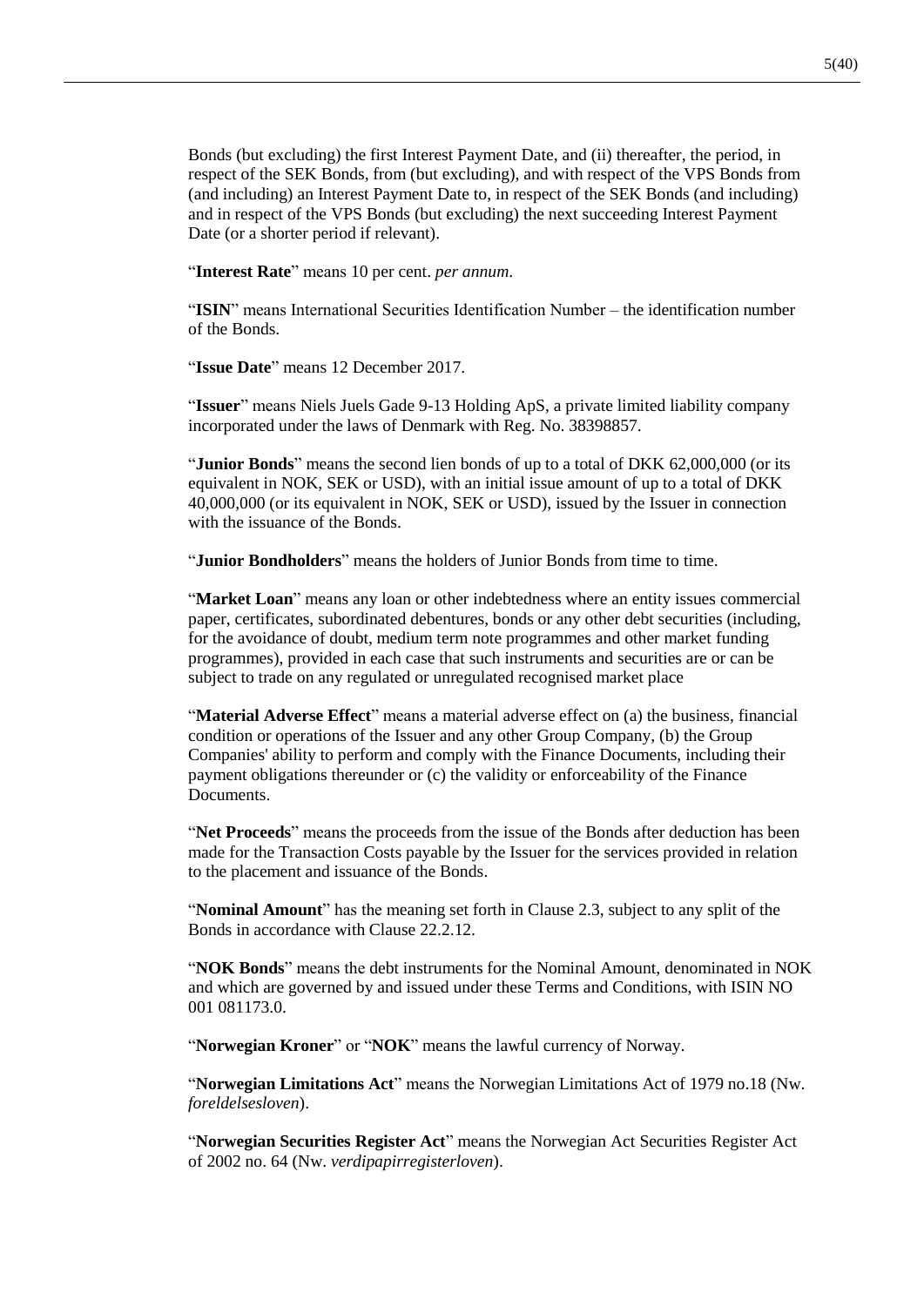Bonds (but excluding) the first Interest Payment Date, and (ii) thereafter, the period, in respect of the SEK Bonds, from (but excluding), and with respect of the VPS Bonds from (and including) an Interest Payment Date to, in respect of the SEK Bonds (and including) and in respect of the VPS Bonds (but excluding) the next succeeding Interest Payment Date (or a shorter period if relevant).

"**Interest Rate**" means 10 per cent. *per annum*.

"**ISIN**" means International Securities Identification Number – the identification number of the Bonds.

"**Issue Date**" means 12 December 2017.

"**Issuer**" means Niels Juels Gade 9-13 Holding ApS, a private limited liability company incorporated under the laws of Denmark with Reg. No. 38398857.

"**Junior Bonds**" means the second lien bonds of up to a total of DKK 62,000,000 (or its equivalent in NOK, SEK or USD), with an initial issue amount of up to a total of DKK 40,000,000 (or its equivalent in NOK, SEK or USD), issued by the Issuer in connection with the issuance of the Bonds.

"**Junior Bondholders**" means the holders of Junior Bonds from time to time.

"**Market Loan**" means any loan or other indebtedness where an entity issues commercial paper, certificates, subordinated debentures, bonds or any other debt securities (including, for the avoidance of doubt, medium term note programmes and other market funding programmes), provided in each case that such instruments and securities are or can be subject to trade on any regulated or unregulated recognised market place

"**Material Adverse Effect**" means a material adverse effect on (a) the business, financial condition or operations of the Issuer and any other Group Company, (b) the Group Companies' ability to perform and comply with the Finance Documents, including their payment obligations thereunder or (c) the validity or enforceability of the Finance Documents.

"**Net Proceeds**" means the proceeds from the issue of the Bonds after deduction has been made for the Transaction Costs payable by the Issuer for the services provided in relation to the placement and issuance of the Bonds.

"**Nominal Amount**" has the meaning set forth in Clause 2.3, subject to any split of the Bonds in accordance with Clause 22.2.12.

"**NOK Bonds**" means the debt instruments for the Nominal Amount, denominated in NOK and which are governed by and issued under these Terms and Conditions, with ISIN NO 001 081173.0.

"**Norwegian Kroner**" or "**NOK**" means the lawful currency of Norway.

"**Norwegian Limitations Act**" means the Norwegian Limitations Act of 1979 no.18 (Nw. *foreldelsesloven*).

"**Norwegian Securities Register Act**" means the Norwegian Act Securities Register Act of 2002 no. 64 (Nw. *verdipapirregisterloven*).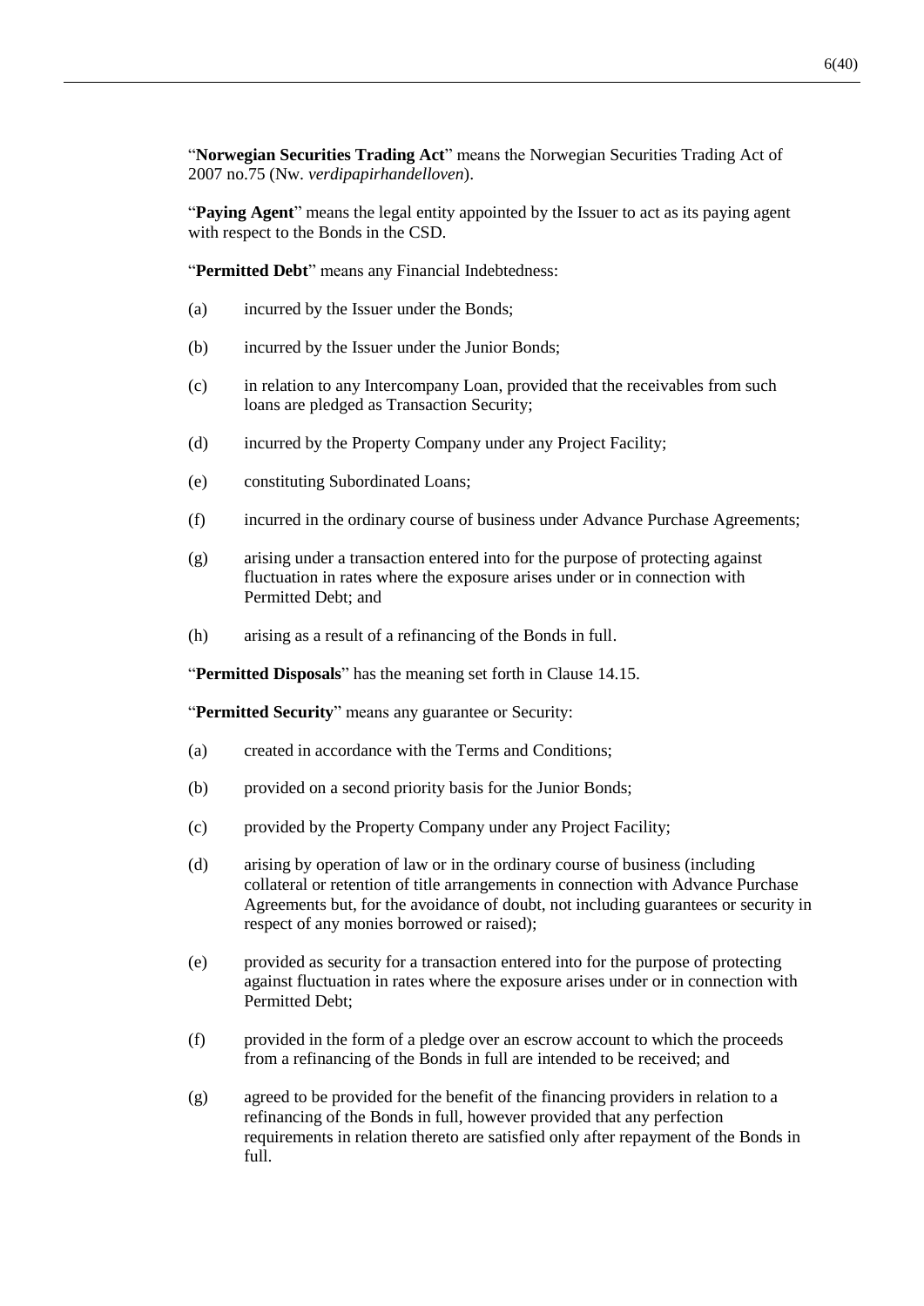"**Norwegian Securities Trading Act**" means the Norwegian Securities Trading Act of 2007 no.75 (Nw. *verdipapirhandelloven*).

"**Paying Agent**" means the legal entity appointed by the Issuer to act as its paying agent with respect to the Bonds in the CSD.

"**Permitted Debt**" means any Financial Indebtedness:

(a) incurred by the Issuer under the Bonds;

(b) incurred by the Issuer under the Junior Bonds;

(c) in relation to any Intercompany Loan, provided that the receivables from such loans are pledged as Transaction Security;

(d) incurred by the Property Company under any Project Facility;

(e) constituting Subordinated Loans;

(f) incurred in the ordinary course of business under Advance Purchase Agreements;

(g) arising under a transaction entered into for the purpose of protecting against fluctuation in rates where the exposure arises under or in connection with Permitted Debt; and

(h) arising as a result of a refinancing of the Bonds in full.

"**Permitted Disposals**" has the meaning set forth in Clause 14.15.

"**Permitted Security**" means any guarantee or Security:

(a) created in accordance with the Terms and Conditions;

(b) provided on a second priority basis for the Junior Bonds;

(c) provided by the Property Company under any Project Facility;

(d) arising by operation of law or in the ordinary course of business (including collateral or retention of title arrangements in connection with Advance Purchase Agreements but, for the avoidance of doubt, not including guarantees or security in respect of any monies borrowed or raised);

(e) provided as security for a transaction entered into for the purpose of protecting against fluctuation in rates where the exposure arises under or in connection with Permitted Debt;

(f) provided in the form of a pledge over an escrow account to which the proceeds from a refinancing of the Bonds in full are intended to be received; and

(g) agreed to be provided for the benefit of the financing providers in relation to a refinancing of the Bonds in full, however provided that any perfection requirements in relation thereto are satisfied only after repayment of the Bonds in full.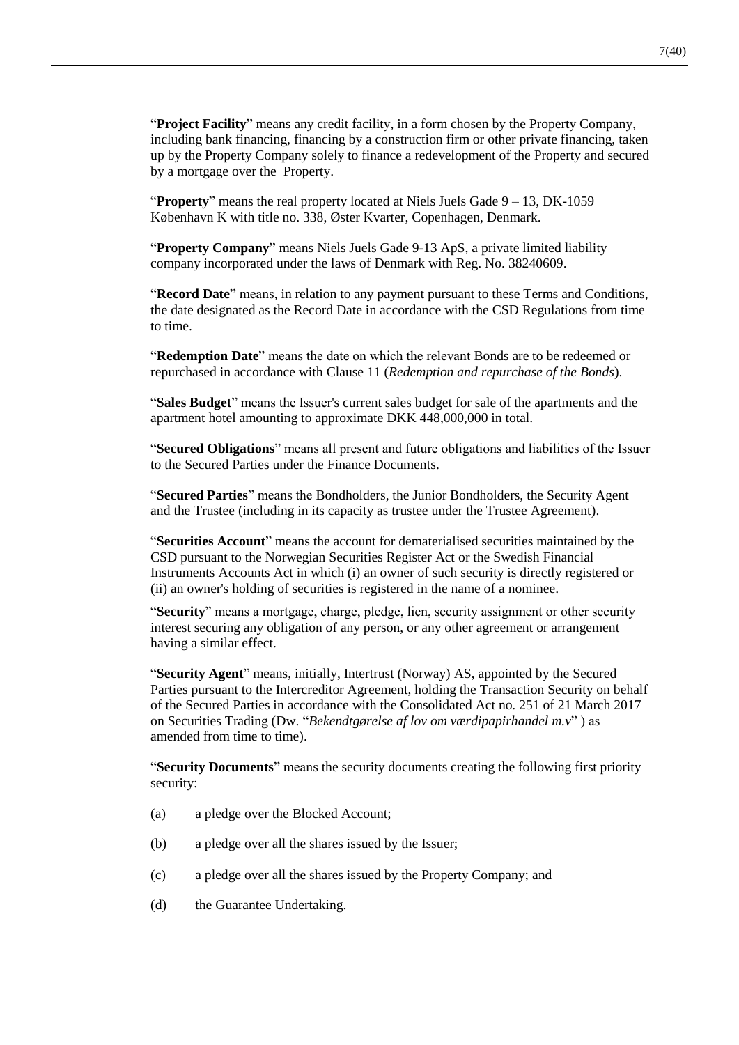"**Project Facility**" means any credit facility, in a form chosen by the Property Company, including bank financing, financing by a construction firm or other private financing, taken up by the Property Company solely to finance a redevelopment of the Property and secured by a mortgage over the Property.

"**Property**" means the real property located at Niels Juels Gade 9 – 13, DK-1059 København K with title no. 338, Øster Kvarter, Copenhagen, Denmark.

"**Property Company**" means Niels Juels Gade 9-13 ApS, a private limited liability company incorporated under the laws of Denmark with Reg. No. 38240609.

"**Record Date**" means, in relation to any payment pursuant to these Terms and Conditions, the date designated as the Record Date in accordance with the CSD Regulations from time to time.

"**Redemption Date**" means the date on which the relevant Bonds are to be redeemed or repurchased in accordance with Clause 11 (*Redemption and repurchase of the Bonds*).

"**Sales Budget**" means the Issuer's current sales budget for sale of the apartments and the apartment hotel amounting to approximate DKK 448,000,000 in total.

"**Secured Obligations**" means all present and future obligations and liabilities of the Issuer to the Secured Parties under the Finance Documents.

"**Secured Parties**" means the Bondholders, the Junior Bondholders, the Security Agent and the Trustee (including in its capacity as trustee under the Trustee Agreement).

"**Securities Account**" means the account for dematerialised securities maintained by the CSD pursuant to the Norwegian Securities Register Act or the Swedish Financial Instruments Accounts Act in which (i) an owner of such security is directly registered or (ii) an owner's holding of securities is registered in the name of a nominee.

"**Security**" means a mortgage, charge, pledge, lien, security assignment or other security interest securing any obligation of any person, or any other agreement or arrangement having a similar effect.

"**Security Agent**" means, initially, Intertrust (Norway) AS, appointed by the Secured Parties pursuant to the Intercreditor Agreement, holding the Transaction Security on behalf of the Secured Parties in accordance with the Consolidated Act no. 251 of 21 March 2017 on Securities Trading (Dw. "*Bekendtgørelse af lov om værdipapirhandel m.v*" ) as amended from time to time).

"**Security Documents**" means the security documents creating the following first priority security:

(a) a pledge over the Blocked Account;

(b) a pledge over all the shares issued by the Issuer;

(c) a pledge over all the shares issued by the Property Company; and

(d) the Guarantee Undertaking.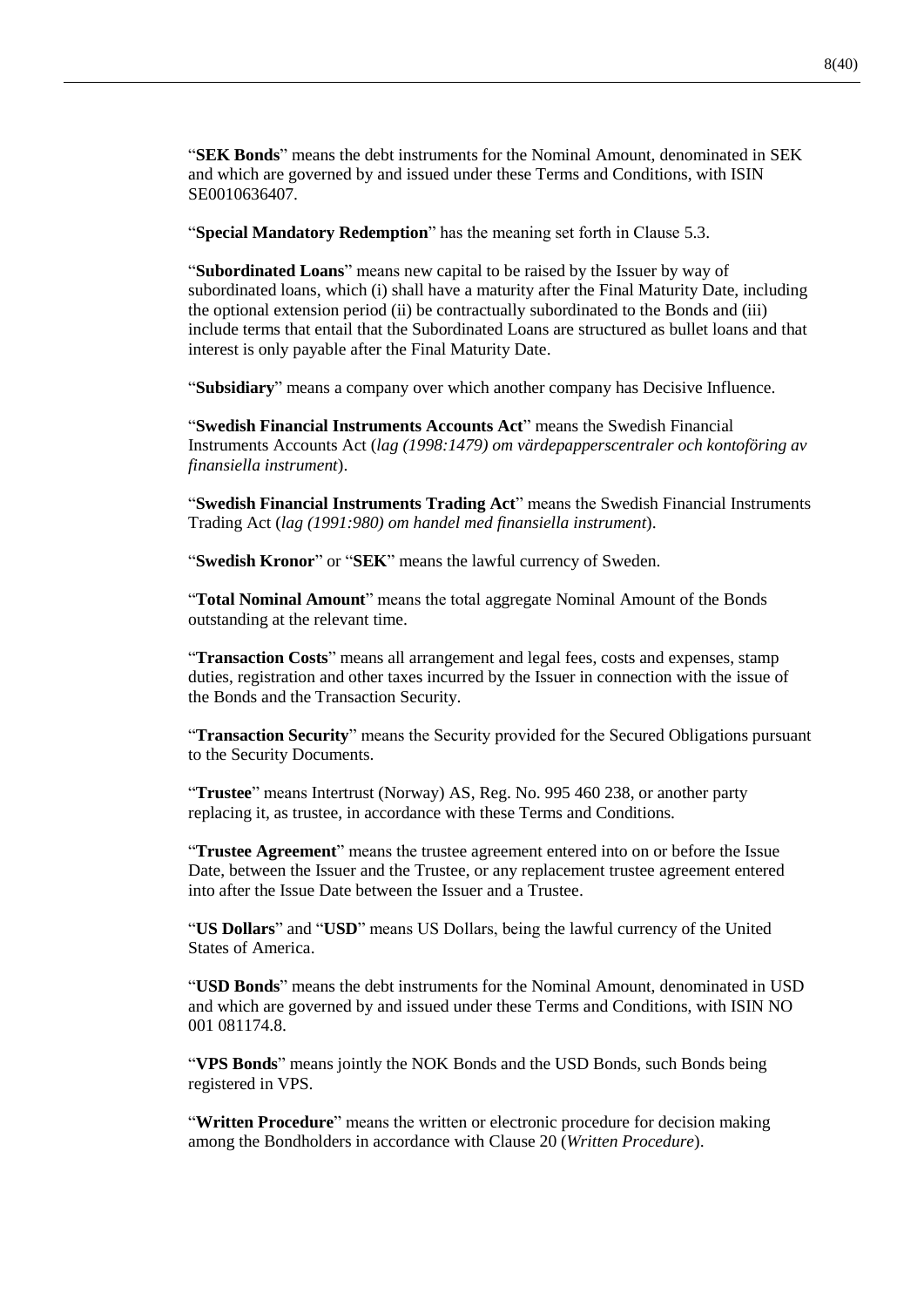"**SEK Bonds**" means the debt instruments for the Nominal Amount, denominated in SEK and which are governed by and issued under these Terms and Conditions, with ISIN SE0010636407.

"**Special Mandatory Redemption**" has the meaning set forth in Clause 5.3.

"**Subordinated Loans**" means new capital to be raised by the Issuer by way of subordinated loans, which (i) shall have a maturity after the Final Maturity Date, including the optional extension period (ii) be contractually subordinated to the Bonds and (iii) include terms that entail that the Subordinated Loans are structured as bullet loans and that interest is only payable after the Final Maturity Date.

"**Subsidiary**" means a company over which another company has Decisive Influence.

"**Swedish Financial Instruments Accounts Act**" means the Swedish Financial Instruments Accounts Act (*lag (1998:1479) om värdepapperscentraler och kontoföring av finansiella instrument*).

"**Swedish Financial Instruments Trading Act**" means the Swedish Financial Instruments Trading Act (*lag (1991:980) om handel med finansiella instrument*).

"**Swedish Kronor**" or "**SEK**" means the lawful currency of Sweden.

"**Total Nominal Amount**" means the total aggregate Nominal Amount of the Bonds outstanding at the relevant time.

"**Transaction Costs**" means all arrangement and legal fees, costs and expenses, stamp duties, registration and other taxes incurred by the Issuer in connection with the issue of the Bonds and the Transaction Security.

"**Transaction Security**" means the Security provided for the Secured Obligations pursuant to the Security Documents.

"**Trustee**" means Intertrust (Norway) AS, Reg. No. 995 460 238, or another party replacing it, as trustee, in accordance with these Terms and Conditions.

"**Trustee Agreement**" means the trustee agreement entered into on or before the Issue Date, between the Issuer and the Trustee, or any replacement trustee agreement entered into after the Issue Date between the Issuer and a Trustee.

"**US Dollars**" and "**USD**" means US Dollars, being the lawful currency of the United States of America.

"**USD Bonds**" means the debt instruments for the Nominal Amount, denominated in USD and which are governed by and issued under these Terms and Conditions, with ISIN NO 001 081174.8.

"**VPS Bonds**" means jointly the NOK Bonds and the USD Bonds, such Bonds being registered in VPS.

"**Written Procedure**" means the written or electronic procedure for decision making among the Bondholders in accordance with Clause 20 (*Written Procedure*).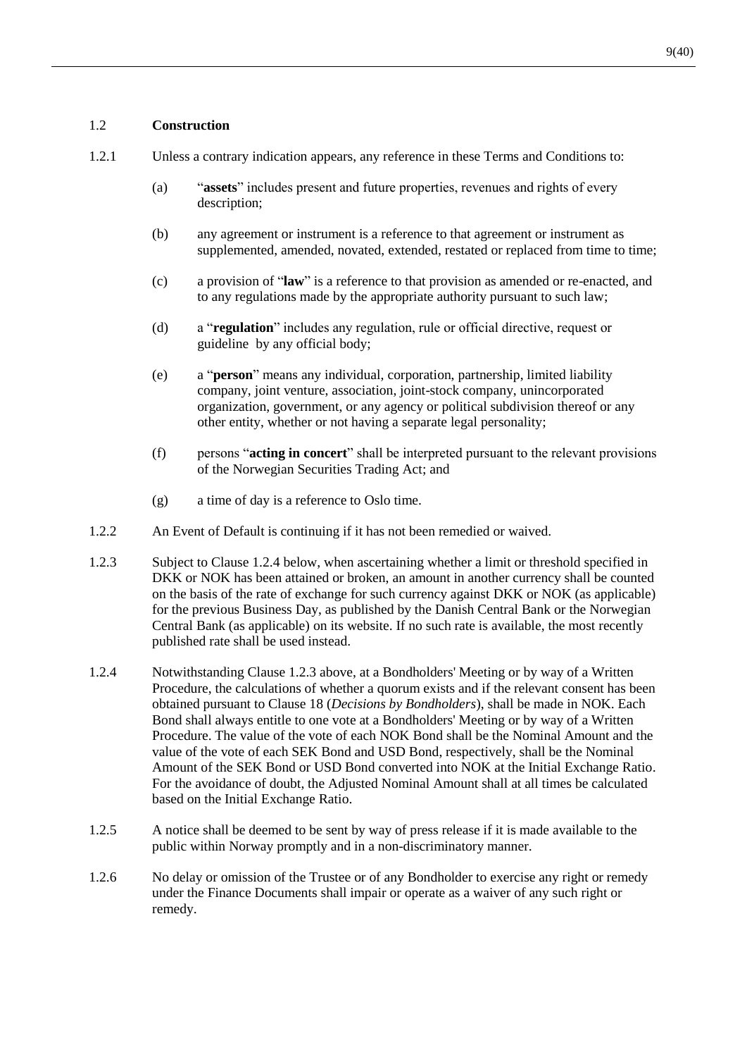## 1.2 **Construction**

1.2.1 Unless a contrary indication appears, any reference in these Terms and Conditions to:

(a) "**assets**" includes present and future properties, revenues and rights of every description;

(b) any agreement or instrument is a reference to that agreement or instrument as supplemented, amended, novated, extended, restated or replaced from time to time;

(c) a provision of "**law**" is a reference to that provision as amended or re-enacted, and to any regulations made by the appropriate authority pursuant to such law;

(d) a "**regulation**" includes any regulation, rule or official directive, request or guideline by any official body;

(e) a "**person**" means any individual, corporation, partnership, limited liability company, joint venture, association, joint-stock company, unincorporated organization, government, or any agency or political subdivision thereof or any other entity, whether or not having a separate legal personality;

(f) persons "**acting in concert**" shall be interpreted pursuant to the relevant provisions of the Norwegian Securities Trading Act; and

(g) a time of day is a reference to Oslo time.

1.2.2 An Event of Default is continuing if it has not been remedied or waived.

1.2.3 Subject to Clause 1.2.4 below, when ascertaining whether a limit or threshold specified in DKK or NOK has been attained or broken, an amount in another currency shall be counted on the basis of the rate of exchange for such currency against DKK or NOK (as applicable) for the previous Business Day, as published by the Danish Central Bank or the Norwegian Central Bank (as applicable) on its website. If no such rate is available, the most recently published rate shall be used instead.

1.2.4 Notwithstanding Clause 1.2.3 above, at a Bondholders' Meeting or by way of a Written Procedure, the calculations of whether a quorum exists and if the relevant consent has been obtained pursuant to Clause 18 (*Decisions by Bondholders*), shall be made in NOK. Each Bond shall always entitle to one vote at a Bondholders' Meeting or by way of a Written Procedure. The value of the vote of each NOK Bond shall be the Nominal Amount and the value of the vote of each SEK Bond and USD Bond, respectively, shall be the Nominal Amount of the SEK Bond or USD Bond converted into NOK at the Initial Exchange Ratio. For the avoidance of doubt, the Adjusted Nominal Amount shall at all times be calculated based on the Initial Exchange Ratio.

1.2.5 A notice shall be deemed to be sent by way of press release if it is made available to the public within Norway promptly and in a non-discriminatory manner.

1.2.6 No delay or omission of the Trustee or of any Bondholder to exercise any right or remedy under the Finance Documents shall impair or operate as a waiver of any such right or remedy.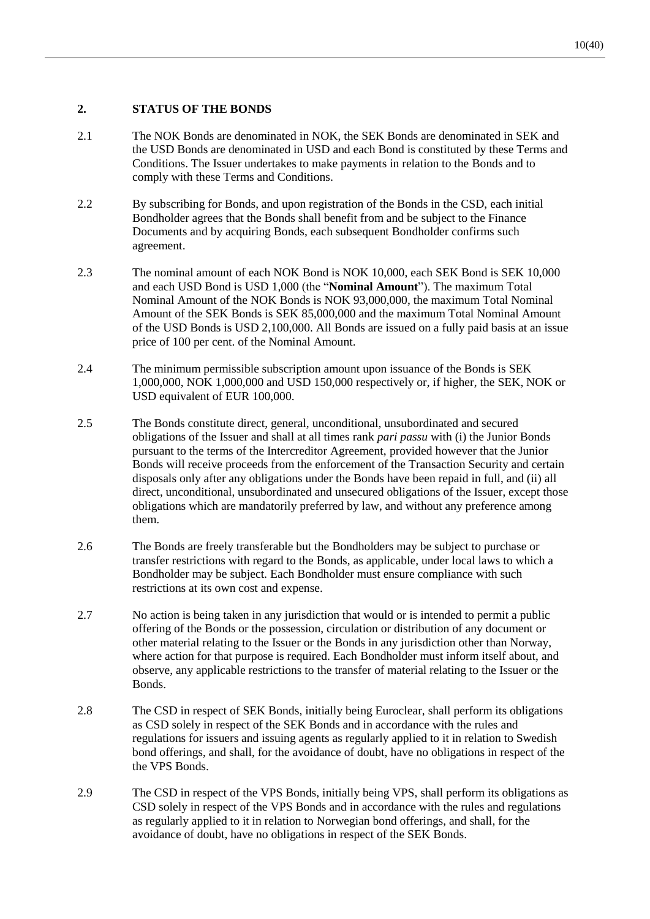## 2. STATUS OF THE BONDS

2.1 The NOK Bonds are denominated in NOK, the SEK Bonds are denominated in SEK and the USD Bonds are denominated in USD and each Bond is constituted by these Terms and Conditions. The Issuer undertakes to make payments in relation to the Bonds and to comply with these Terms and Conditions.

2.2 By subscribing for Bonds, and upon registration of the Bonds in the CSD, each initial Bondholder agrees that the Bonds shall benefit from and be subject to the Finance Documents and by acquiring Bonds, each subsequent Bondholder confirms such agreement.

2.3 The nominal amount of each NOK Bond is NOK 10,000, each SEK Bond is SEK 10,000 and each USD Bond is USD 1,000 (the "**Nominal Amount**"). The maximum Total Nominal Amount of the NOK Bonds is NOK 93,000,000, the maximum Total Nominal Amount of the SEK Bonds is SEK 85,000,000 and the maximum Total Nominal Amount of the USD Bonds is USD 2,100,000. All Bonds are issued on a fully paid basis at an issue price of 100 per cent. of the Nominal Amount.

2.4 The minimum permissible subscription amount upon issuance of the Bonds is SEK 1,000,000, NOK 1,000,000 and USD 150,000 respectively or, if higher, the SEK, NOK or USD equivalent of EUR 100,000.

2.5 The Bonds constitute direct, general, unconditional, unsubordinated and secured obligations of the Issuer and shall at all times rank *pari passu* with (i) the Junior Bonds pursuant to the terms of the Intercreditor Agreement, provided however that the Junior Bonds will receive proceeds from the enforcement of the Transaction Security and certain disposals only after any obligations under the Bonds have been repaid in full, and (ii) all direct, unconditional, unsubordinated and unsecured obligations of the Issuer, except those obligations which are mandatorily preferred by law, and without any preference among them.

2.6 The Bonds are freely transferable but the Bondholders may be subject to purchase or transfer restrictions with regard to the Bonds, as applicable, under local laws to which a Bondholder may be subject. Each Bondholder must ensure compliance with such restrictions at its own cost and expense.

2.7 No action is being taken in any jurisdiction that would or is intended to permit a public offering of the Bonds or the possession, circulation or distribution of any document or other material relating to the Issuer or the Bonds in any jurisdiction other than Norway, where action for that purpose is required. Each Bondholder must inform itself about, and observe, any applicable restrictions to the transfer of material relating to the Issuer or the Bonds.

2.8 The CSD in respect of SEK Bonds, initially being Euroclear, shall perform its obligations as CSD solely in respect of the SEK Bonds and in accordance with the rules and regulations for issuers and issuing agents as regularly applied to it in relation to Swedish bond offerings, and shall, for the avoidance of doubt, have no obligations in respect of the the VPS Bonds.

2.9 The CSD in respect of the VPS Bonds, initially being VPS, shall perform its obligations as CSD solely in respect of the VPS Bonds and in accordance with the rules and regulations as regularly applied to it in relation to Norwegian bond offerings, and shall, for the avoidance of doubt, have no obligations in respect of the SEK Bonds.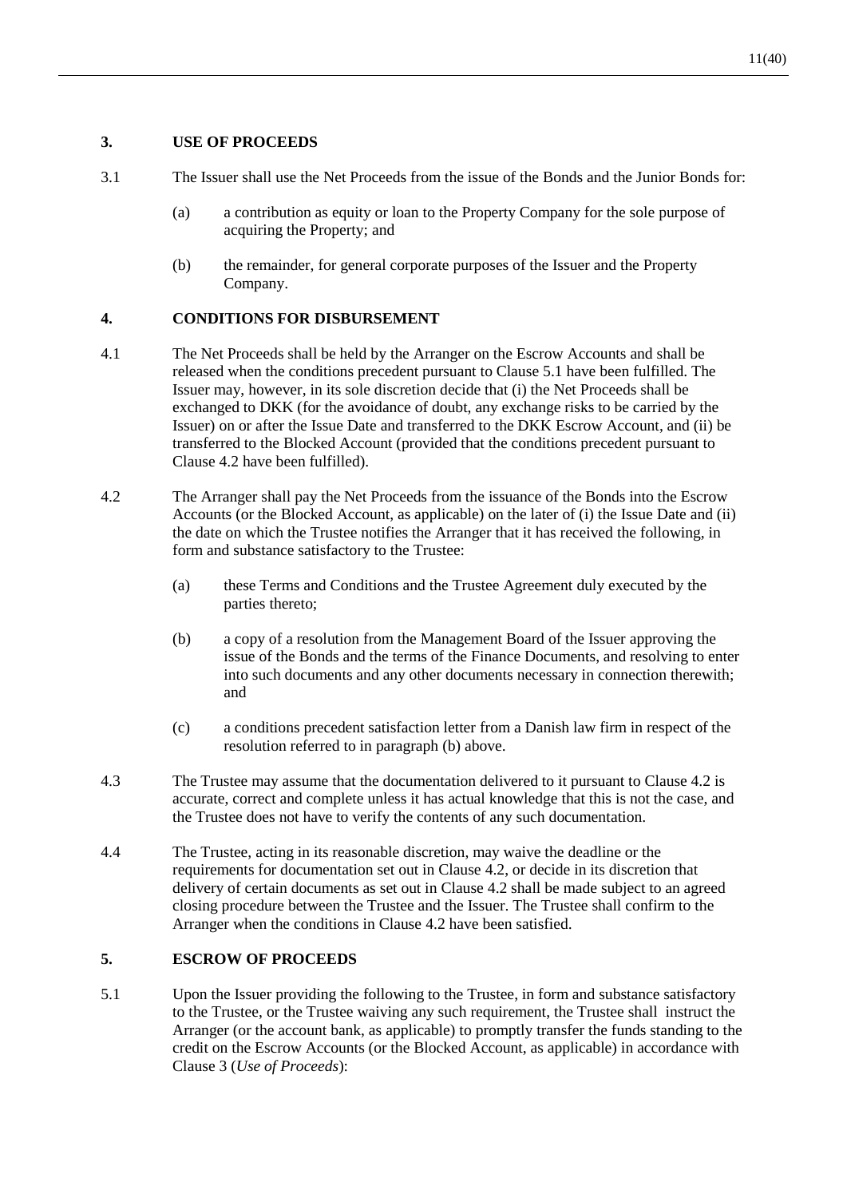## 3. USE OF PROCEEDS

3.1 The Issuer shall use the Net Proceeds from the issue of the Bonds and the Junior Bonds for:

(a) a contribution as equity or loan to the Property Company for the sole purpose of acquiring the Property; and

(b) the remainder, for general corporate purposes of the Issuer and the Property Company.

## 4. CONDITIONS FOR DISBURSEMENT

4.1 The Net Proceeds shall be held by the Arranger on the Escrow Accounts and shall be released when the conditions precedent pursuant to Clause 5.1 have been fulfilled. The Issuer may, however, in its sole discretion decide that (i) the Net Proceeds shall be exchanged to DKK (for the avoidance of doubt, any exchange risks to be carried by the Issuer) on or after the Issue Date and transferred to the DKK Escrow Account, and (ii) be transferred to the Blocked Account (provided that the conditions precedent pursuant to Clause 4.2 have been fulfilled).

4.2 The Arranger shall pay the Net Proceeds from the issuance of the Bonds into the Escrow Accounts (or the Blocked Account, as applicable) on the later of (i) the Issue Date and (ii) the date on which the Trustee notifies the Arranger that it has received the following, in form and substance satisfactory to the Trustee:

(a) these Terms and Conditions and the Trustee Agreement duly executed by the parties thereto;

(b) a copy of a resolution from the Management Board of the Issuer approving the issue of the Bonds and the terms of the Finance Documents, and resolving to enter into such documents and any other documents necessary in connection therewith; and

(c) a conditions precedent satisfaction letter from a Danish law firm in respect of the resolution referred to in paragraph (b) above.

4.3 The Trustee may assume that the documentation delivered to it pursuant to Clause 4.2 is accurate, correct and complete unless it has actual knowledge that this is not the case, and the Trustee does not have to verify the contents of any such documentation.

4.4 The Trustee, acting in its reasonable discretion, may waive the deadline or the requirements for documentation set out in Clause 4.2, or decide in its discretion that delivery of certain documents as set out in Clause 4.2 shall be made subject to an agreed closing procedure between the Trustee and the Issuer. The Trustee shall confirm to the Arranger when the conditions in Clause 4.2 have been satisfied.

## 5. ESCROW OF PROCEEDS

5.1 Upon the Issuer providing the following to the Trustee, in form and substance satisfactory to the Trustee, or the Trustee waiving any such requirement, the Trustee shall instruct the Arranger (or the account bank, as applicable) to promptly transfer the funds standing to the credit on the Escrow Accounts (or the Blocked Account, as applicable) in accordance with Clause 3 (*Use of Proceeds*):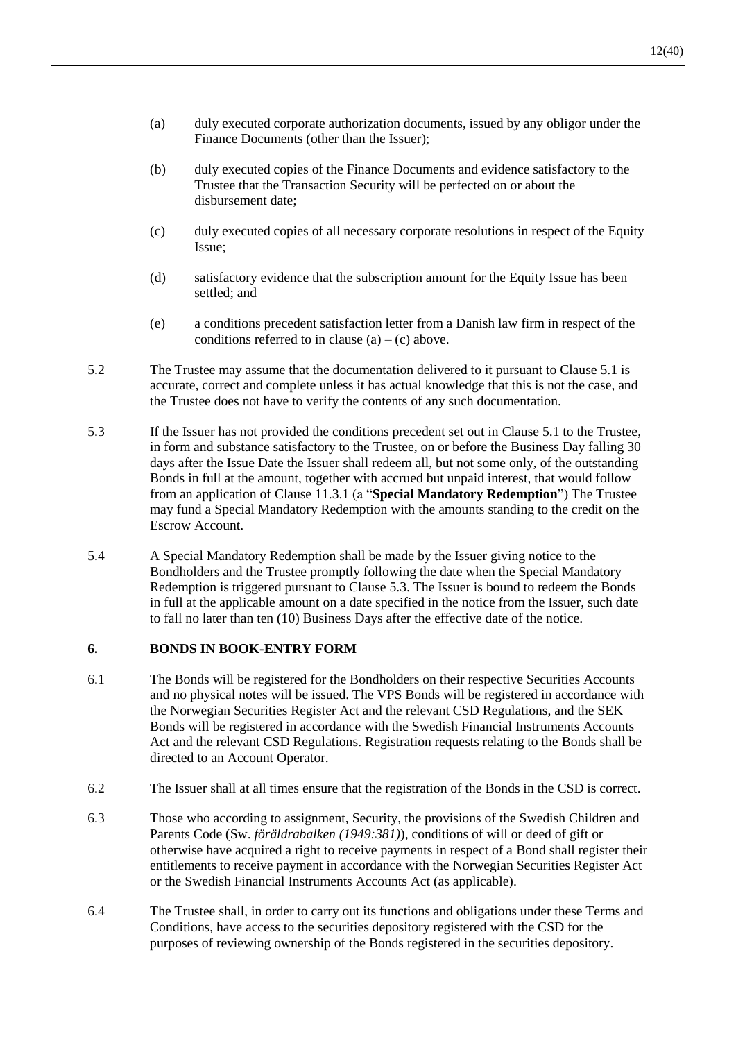(a) duly executed corporate authorization documents, issued by any obligor under the Finance Documents (other than the Issuer);

(b) duly executed copies of the Finance Documents and evidence satisfactory to the Trustee that the Transaction Security will be perfected on or about the disbursement date;

(c) duly executed copies of all necessary corporate resolutions in respect of the Equity Issue;

(d) satisfactory evidence that the subscription amount for the Equity Issue has been settled; and

(e) a conditions precedent satisfaction letter from a Danish law firm in respect of the conditions referred to in clause (a) – (c) above.

5.2 The Trustee may assume that the documentation delivered to it pursuant to Clause 5.1 is accurate, correct and complete unless it has actual knowledge that this is not the case, and the Trustee does not have to verify the contents of any such documentation.

5.3 If the Issuer has not provided the conditions precedent set out in Clause 5.1 to the Trustee, in form and substance satisfactory to the Trustee, on or before the Business Day falling 30 days after the Issue Date the Issuer shall redeem all, but not some only, of the outstanding Bonds in full at the amount, together with accrued but unpaid interest, that would follow from an application of Clause 11.3.1 (a "**Special Mandatory Redemption**") The Trustee may fund a Special Mandatory Redemption with the amounts standing to the credit on the Escrow Account.

5.4 A Special Mandatory Redemption shall be made by the Issuer giving notice to the Bondholders and the Trustee promptly following the date when the Special Mandatory Redemption is triggered pursuant to Clause 5.3. The Issuer is bound to redeem the Bonds in full at the applicable amount on a date specified in the notice from the Issuer, such date to fall no later than ten (10) Business Days after the effective date of the notice.

## 6. BONDS IN BOOK-ENTRY FORM

6.1 The Bonds will be registered for the Bondholders on their respective Securities Accounts and no physical notes will be issued. The VPS Bonds will be registered in accordance with the Norwegian Securities Register Act and the relevant CSD Regulations, and the SEK Bonds will be registered in accordance with the Swedish Financial Instruments Accounts Act and the relevant CSD Regulations. Registration requests relating to the Bonds shall be directed to an Account Operator.

6.2 The Issuer shall at all times ensure that the registration of the Bonds in the CSD is correct.

6.3 Those who according to assignment, Security, the provisions of the Swedish Children and Parents Code (Sw. *föräldrabalken (1949:381)*), conditions of will or deed of gift or otherwise have acquired a right to receive payments in respect of a Bond shall register their entitlements to receive payment in accordance with the Norwegian Securities Register Act or the Swedish Financial Instruments Accounts Act (as applicable).

6.4 The Trustee shall, in order to carry out its functions and obligations under these Terms and Conditions, have access to the securities depository registered with the CSD for the purposes of reviewing ownership of the Bonds registered in the securities depository.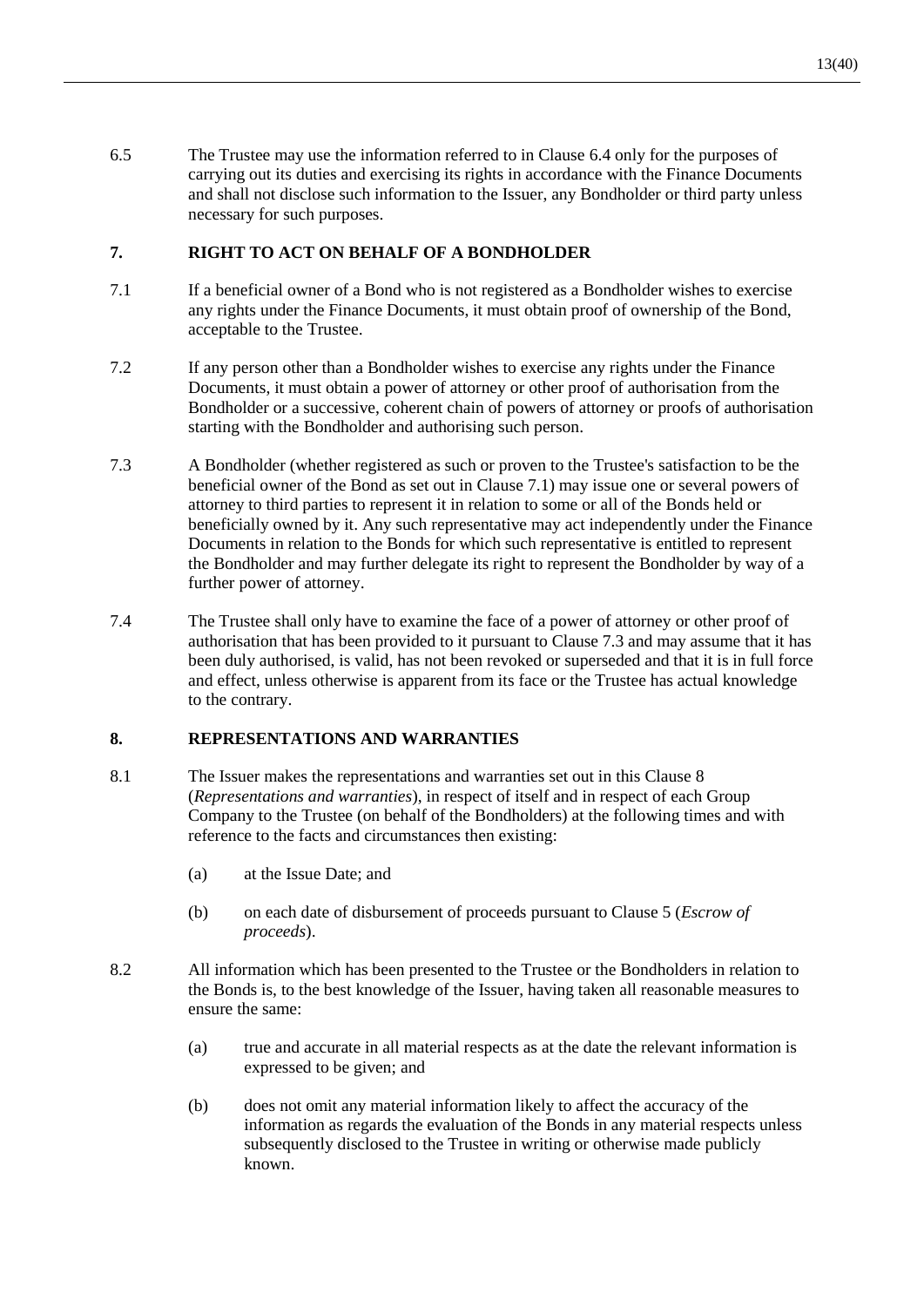6.5 The Trustee may use the information referred to in Clause 6.4 only for the purposes of carrying out its duties and exercising its rights in accordance with the Finance Documents and shall not disclose such information to the Issuer, any Bondholder or third party unless necessary for such purposes.

## 7. RIGHT TO ACT ON BEHALF OF A BONDHOLDER

7.1 If a beneficial owner of a Bond who is not registered as a Bondholder wishes to exercise any rights under the Finance Documents, it must obtain proof of ownership of the Bond, acceptable to the Trustee.

7.2 If any person other than a Bondholder wishes to exercise any rights under the Finance Documents, it must obtain a power of attorney or other proof of authorisation from the Bondholder or a successive, coherent chain of powers of attorney or proofs of authorisation starting with the Bondholder and authorising such person.

7.3 A Bondholder (whether registered as such or proven to the Trustee's satisfaction to be the beneficial owner of the Bond as set out in Clause 7.1) may issue one or several powers of attorney to third parties to represent it in relation to some or all of the Bonds held or beneficially owned by it. Any such representative may act independently under the Finance Documents in relation to the Bonds for which such representative is entitled to represent the Bondholder and may further delegate its right to represent the Bondholder by way of a further power of attorney.

7.4 The Trustee shall only have to examine the face of a power of attorney or other proof of authorisation that has been provided to it pursuant to Clause 7.3 and may assume that it has been duly authorised, is valid, has not been revoked or superseded and that it is in full force and effect, unless otherwise is apparent from its face or the Trustee has actual knowledge to the contrary.

## 8. REPRESENTATIONS AND WARRANTIES

8.1 The Issuer makes the representations and warranties set out in this Clause 8 (*Representations and warranties*), in respect of itself and in respect of each Group Company to the Trustee (on behalf of the Bondholders) at the following times and with reference to the facts and circumstances then existing:

(a) at the Issue Date; and

(b) on each date of disbursement of proceeds pursuant to Clause 5 (*Escrow of proceeds*).

8.2 All information which has been presented to the Trustee or the Bondholders in relation to the Bonds is, to the best knowledge of the Issuer, having taken all reasonable measures to ensure the same:

(a) true and accurate in all material respects as at the date the relevant information is expressed to be given; and

(b) does not omit any material information likely to affect the accuracy of the information as regards the evaluation of the Bonds in any material respects unless subsequently disclosed to the Trustee in writing or otherwise made publicly known.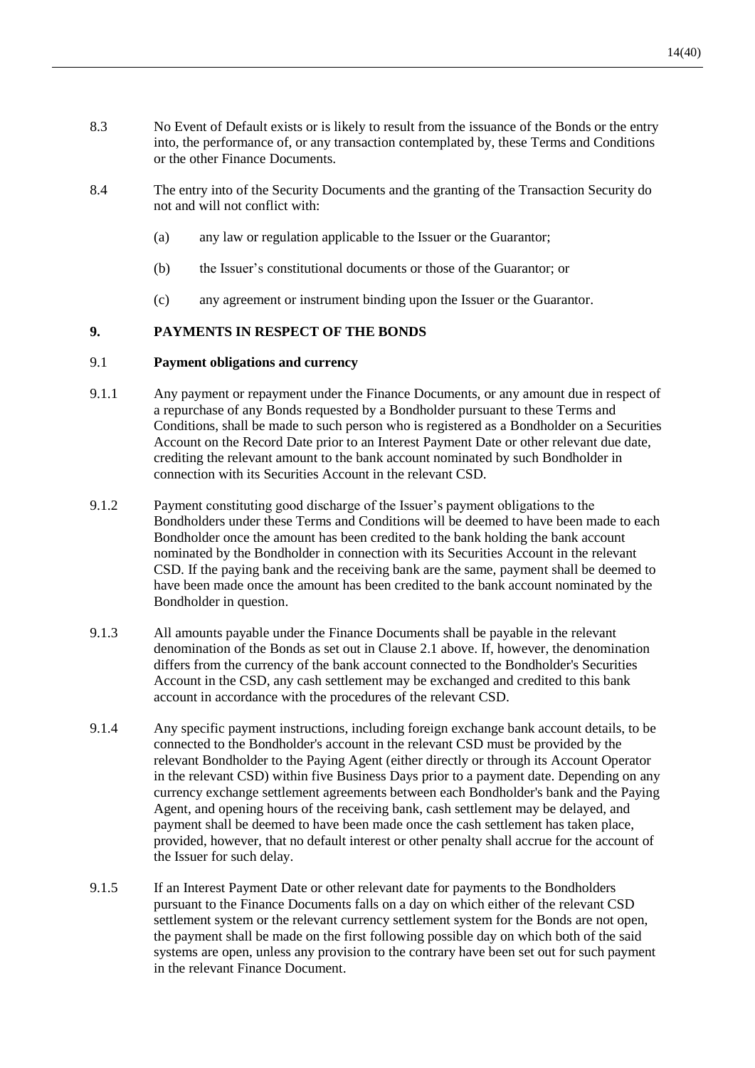8.3 No Event of Default exists or is likely to result from the issuance of the Bonds or the entry into, the performance of, or any transaction contemplated by, these Terms and Conditions or the other Finance Documents.

8.4 The entry into of the Security Documents and the granting of the Transaction Security do not and will not conflict with:

(a) any law or regulation applicable to the Issuer or the Guarantor;

(b) the Issuer's constitutional documents or those of the Guarantor; or

(c) any agreement or instrument binding upon the Issuer or the Guarantor.

## 9. PAYMENTS IN RESPECT OF THE BONDS

### 9.1 Payment obligations and currency

9.1.1 Any payment or repayment under the Finance Documents, or any amount due in respect of a repurchase of any Bonds requested by a Bondholder pursuant to these Terms and Conditions, shall be made to such person who is registered as a Bondholder on a Securities Account on the Record Date prior to an Interest Payment Date or other relevant due date, crediting the relevant amount to the bank account nominated by such Bondholder in connection with its Securities Account in the relevant CSD.

9.1.2 Payment constituting good discharge of the Issuer's payment obligations to the Bondholders under these Terms and Conditions will be deemed to have been made to each Bondholder once the amount has been credited to the bank holding the bank account nominated by the Bondholder in connection with its Securities Account in the relevant CSD. If the paying bank and the receiving bank are the same, payment shall be deemed to have been made once the amount has been credited to the bank account nominated by the Bondholder in question.

9.1.3 All amounts payable under the Finance Documents shall be payable in the relevant denomination of the Bonds as set out in Clause 2.1 above. If, however, the denomination differs from the currency of the bank account connected to the Bondholder's Securities Account in the CSD, any cash settlement may be exchanged and credited to this bank account in accordance with the procedures of the relevant CSD.

9.1.4 Any specific payment instructions, including foreign exchange bank account details, to be connected to the Bondholder's account in the relevant CSD must be provided by the relevant Bondholder to the Paying Agent (either directly or through its Account Operator in the relevant CSD) within five Business Days prior to a payment date. Depending on any currency exchange settlement agreements between each Bondholder's bank and the Paying Agent, and opening hours of the receiving bank, cash settlement may be delayed, and payment shall be deemed to have been made once the cash settlement has taken place, provided, however, that no default interest or other penalty shall accrue for the account of the Issuer for such delay.

9.1.5 If an Interest Payment Date or other relevant date for payments to the Bondholders pursuant to the Finance Documents falls on a day on which either of the relevant CSD settlement system or the relevant currency settlement system for the Bonds are not open, the payment shall be made on the first following possible day on which both of the said systems are open, unless any provision to the contrary have been set out for such payment in the relevant Finance Document.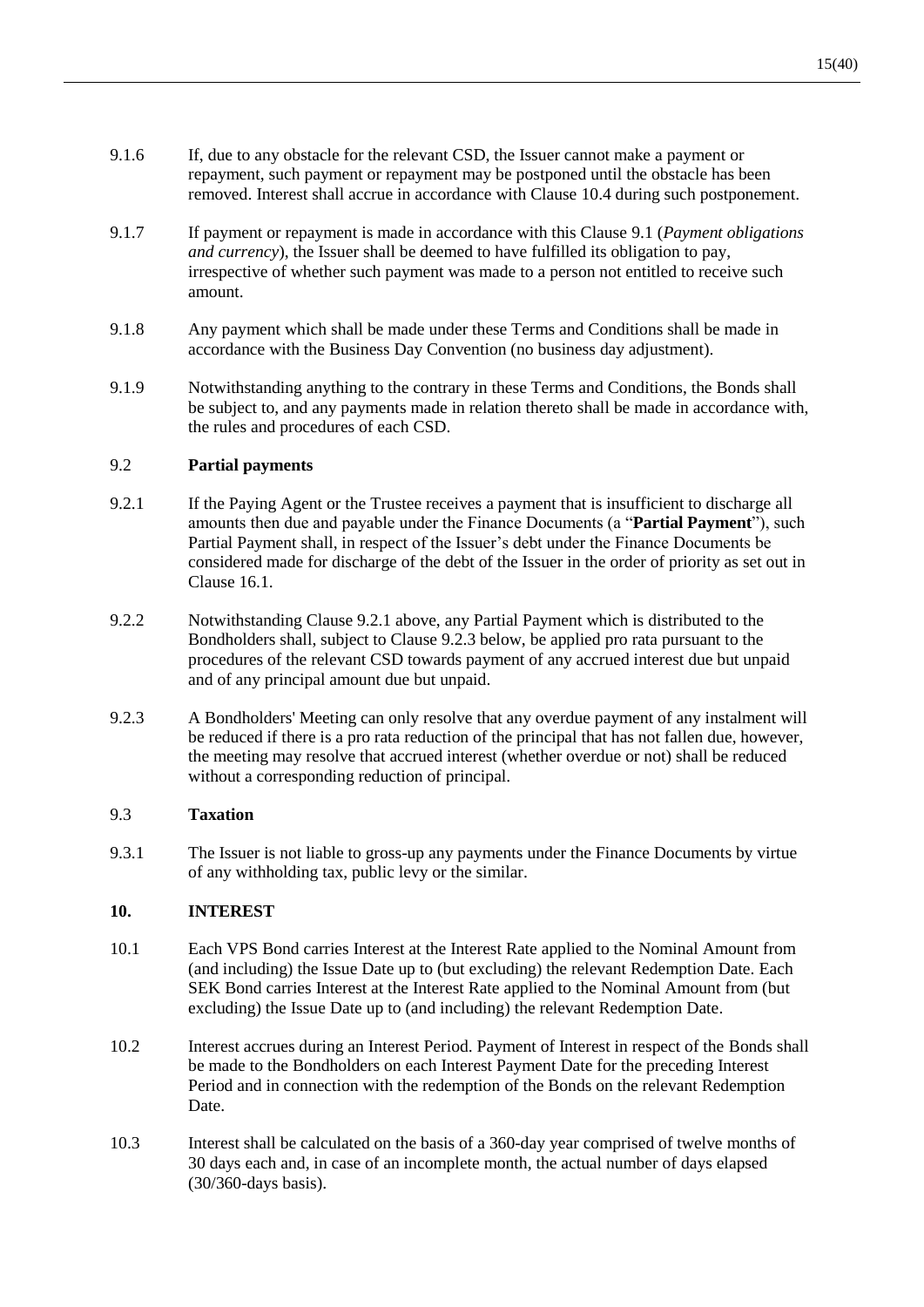9.1.6 If, due to any obstacle for the relevant CSD, the Issuer cannot make a payment or repayment, such payment or repayment may be postponed until the obstacle has been removed. Interest shall accrue in accordance with Clause 10.4 during such postponement.

9.1.7 If payment or repayment is made in accordance with this Clause 9.1 (*Payment obligations and currency*), the Issuer shall be deemed to have fulfilled its obligation to pay, irrespective of whether such payment was made to a person not entitled to receive such amount.

9.1.8 Any payment which shall be made under these Terms and Conditions shall be made in accordance with the Business Day Convention (no business day adjustment).

9.1.9 Notwithstanding anything to the contrary in these Terms and Conditions, the Bonds shall be subject to, and any payments made in relation thereto shall be made in accordance with, the rules and procedures of each CSD.

9.2 **Partial payments**

9.2.1 If the Paying Agent or the Trustee receives a payment that is insufficient to discharge all amounts then due and payable under the Finance Documents (a "**Partial Payment**"), such Partial Payment shall, in respect of the Issuer's debt under the Finance Documents be considered made for discharge of the debt of the Issuer in the order of priority as set out in Clause 16.1.

9.2.2 Notwithstanding Clause 9.2.1 above, any Partial Payment which is distributed to the Bondholders shall, subject to Clause 9.2.3 below, be applied pro rata pursuant to the procedures of the relevant CSD towards payment of any accrued interest due but unpaid and of any principal amount due but unpaid.

9.2.3 A Bondholders' Meeting can only resolve that any overdue payment of any instalment will be reduced if there is a pro rata reduction of the principal that has not fallen due, however, the meeting may resolve that accrued interest (whether overdue or not) shall be reduced without a corresponding reduction of principal.

9.3 **Taxation**

9.3.1 The Issuer is not liable to gross-up any payments under the Finance Documents by virtue of any withholding tax, public levy or the similar.

## 10. INTEREST

10.1 Each VPS Bond carries Interest at the Interest Rate applied to the Nominal Amount from (and including) the Issue Date up to (but excluding) the relevant Redemption Date. Each SEK Bond carries Interest at the Interest Rate applied to the Nominal Amount from (but excluding) the Issue Date up to (and including) the relevant Redemption Date.

10.2 Interest accrues during an Interest Period. Payment of Interest in respect of the Bonds shall be made to the Bondholders on each Interest Payment Date for the preceding Interest Period and in connection with the redemption of the Bonds on the relevant Redemption Date.

10.3 Interest shall be calculated on the basis of a 360-day year comprised of twelve months of 30 days each and, in case of an incomplete month, the actual number of days elapsed (30/360-days basis).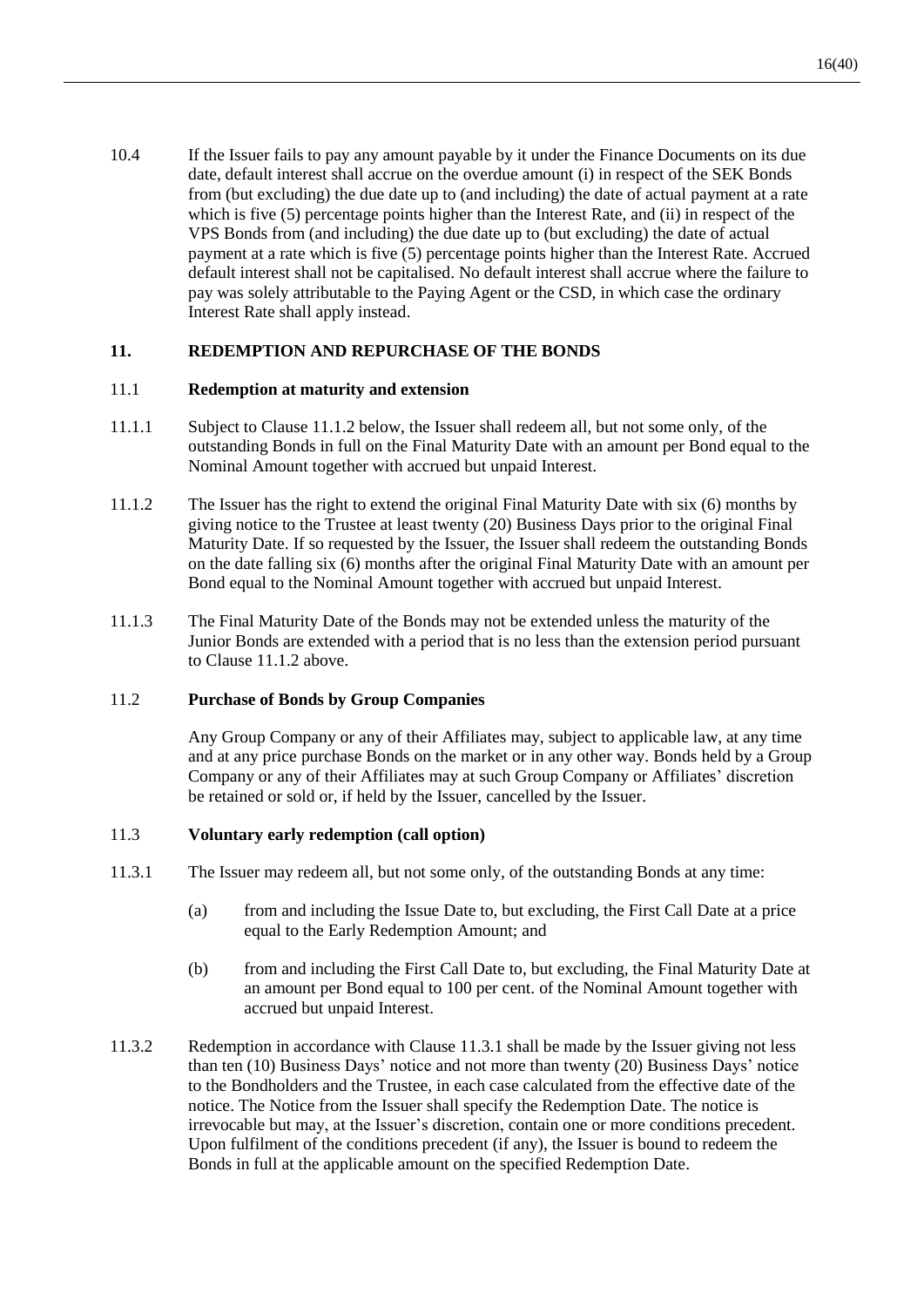10.4 If the Issuer fails to pay any amount payable by it under the Finance Documents on its due date, default interest shall accrue on the overdue amount (i) in respect of the SEK Bonds from (but excluding) the due date up to (and including) the date of actual payment at a rate which is five (5) percentage points higher than the Interest Rate, and (ii) in respect of the VPS Bonds from (and including) the due date up to (but excluding) the date of actual payment at a rate which is five (5) percentage points higher than the Interest Rate. Accrued default interest shall not be capitalised. No default interest shall accrue where the failure to pay was solely attributable to the Paying Agent or the CSD, in which case the ordinary Interest Rate shall apply instead.

## 11. REDEMPTION AND REPURCHASE OF THE BONDS

### 11.1 Redemption at maturity and extension

11.1.1 Subject to Clause 11.1.2 below, the Issuer shall redeem all, but not some only, of the outstanding Bonds in full on the Final Maturity Date with an amount per Bond equal to the Nominal Amount together with accrued but unpaid Interest.

11.1.2 The Issuer has the right to extend the original Final Maturity Date with six (6) months by giving notice to the Trustee at least twenty (20) Business Days prior to the original Final Maturity Date. If so requested by the Issuer, the Issuer shall redeem the outstanding Bonds on the date falling six (6) months after the original Final Maturity Date with an amount per Bond equal to the Nominal Amount together with accrued but unpaid Interest.

11.1.3 The Final Maturity Date of the Bonds may not be extended unless the maturity of the Junior Bonds are extended with a period that is no less than the extension period pursuant to Clause 11.1.2 above.

### 11.2 Purchase of Bonds by Group Companies

Any Group Company or any of their Affiliates may, subject to applicable law, at any time and at any price purchase Bonds on the market or in any other way. Bonds held by a Group Company or any of their Affiliates may at such Group Company or Affiliates' discretion be retained or sold or, if held by the Issuer, cancelled by the Issuer.

### 11.3 Voluntary early redemption (call option)

11.3.1 The Issuer may redeem all, but not some only, of the outstanding Bonds at any time:

(a) from and including the Issue Date to, but excluding, the First Call Date at a price equal to the Early Redemption Amount; and

(b) from and including the First Call Date to, but excluding, the Final Maturity Date at an amount per Bond equal to 100 per cent. of the Nominal Amount together with accrued but unpaid Interest.

11.3.2 Redemption in accordance with Clause 11.3.1 shall be made by the Issuer giving not less than ten (10) Business Days' notice and not more than twenty (20) Business Days' notice to the Bondholders and the Trustee, in each case calculated from the effective date of the notice. The Notice from the Issuer shall specify the Redemption Date. The notice is irrevocable but may, at the Issuer's discretion, contain one or more conditions precedent. Upon fulfilment of the conditions precedent (if any), the Issuer is bound to redeem the Bonds in full at the applicable amount on the specified Redemption Date.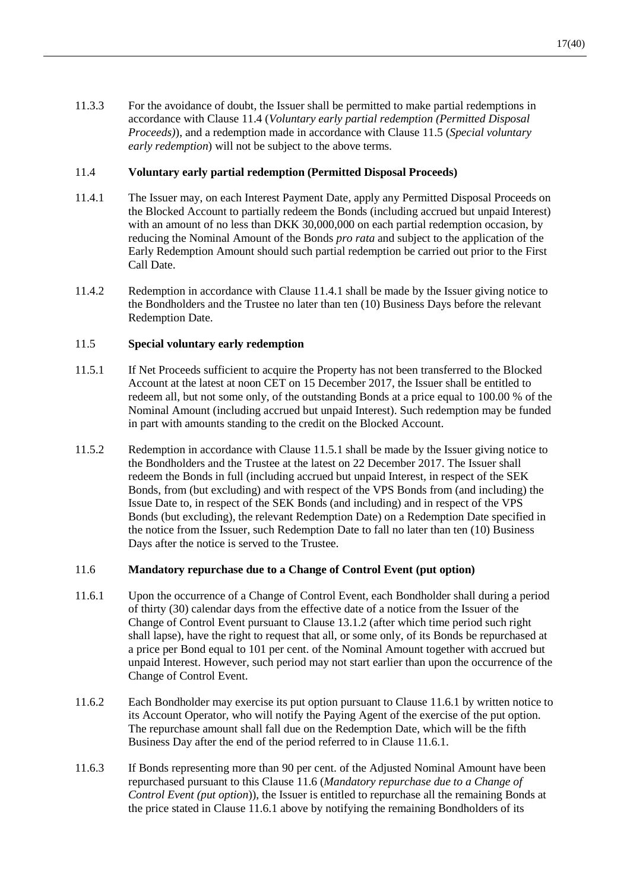11.3.3 For the avoidance of doubt, the Issuer shall be permitted to make partial redemptions in accordance with Clause 11.4 (*Voluntary early partial redemption (Permitted Disposal Proceeds)*), and a redemption made in accordance with Clause 11.5 (*Special voluntary early redemption*) will not be subject to the above terms.

### 11.4 **Voluntary early partial redemption (Permitted Disposal Proceeds)**

11.4.1 The Issuer may, on each Interest Payment Date, apply any Permitted Disposal Proceeds on the Blocked Account to partially redeem the Bonds (including accrued but unpaid Interest) with an amount of no less than DKK 30,000,000 on each partial redemption occasion, by reducing the Nominal Amount of the Bonds *pro rata* and subject to the application of the Early Redemption Amount should such partial redemption be carried out prior to the First Call Date.

11.4.2 Redemption in accordance with Clause 11.4.1 shall be made by the Issuer giving notice to the Bondholders and the Trustee no later than ten (10) Business Days before the relevant Redemption Date.

### 11.5 **Special voluntary early redemption**

11.5.1 If Net Proceeds sufficient to acquire the Property has not been transferred to the Blocked Account at the latest at noon CET on 15 December 2017, the Issuer shall be entitled to redeem all, but not some only, of the outstanding Bonds at a price equal to 100.00 % of the Nominal Amount (including accrued but unpaid Interest). Such redemption may be funded in part with amounts standing to the credit on the Blocked Account.

11.5.2 Redemption in accordance with Clause 11.5.1 shall be made by the Issuer giving notice to the Bondholders and the Trustee at the latest on 22 December 2017. The Issuer shall redeem the Bonds in full (including accrued but unpaid Interest, in respect of the SEK Bonds, from (but excluding) and with respect of the VPS Bonds from (and including) the Issue Date to, in respect of the SEK Bonds (and including) and in respect of the VPS Bonds (but excluding), the relevant Redemption Date) on a Redemption Date specified in the notice from the Issuer, such Redemption Date to fall no later than ten (10) Business Days after the notice is served to the Trustee.

### 11.6 **Mandatory repurchase due to a Change of Control Event (put option)**

11.6.1 Upon the occurrence of a Change of Control Event, each Bondholder shall during a period of thirty (30) calendar days from the effective date of a notice from the Issuer of the Change of Control Event pursuant to Clause 13.1.2 (after which time period such right shall lapse), have the right to request that all, or some only, of its Bonds be repurchased at a price per Bond equal to 101 per cent. of the Nominal Amount together with accrued but unpaid Interest. However, such period may not start earlier than upon the occurrence of the Change of Control Event.

11.6.2 Each Bondholder may exercise its put option pursuant to Clause 11.6.1 by written notice to its Account Operator, who will notify the Paying Agent of the exercise of the put option. The repurchase amount shall fall due on the Redemption Date, which will be the fifth Business Day after the end of the period referred to in Clause 11.6.1.

11.6.3 If Bonds representing more than 90 per cent. of the Adjusted Nominal Amount have been repurchased pursuant to this Clause 11.6 (*Mandatory repurchase due to a Change of Control Event (put option)*), the Issuer is entitled to repurchase all the remaining Bonds at the price stated in Clause 11.6.1 above by notifying the remaining Bondholders of its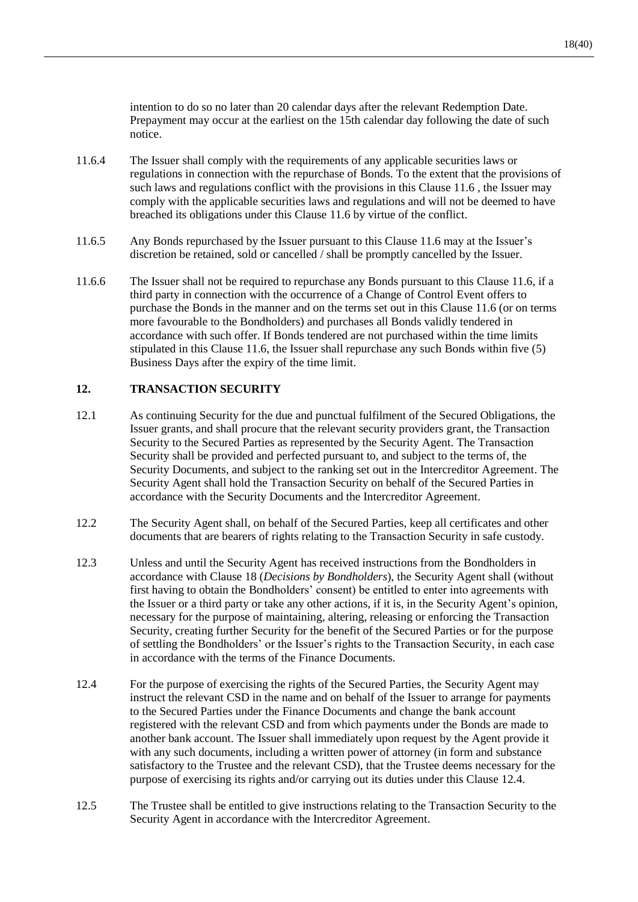intention to do so no later than 20 calendar days after the relevant Redemption Date. Prepayment may occur at the earliest on the 15th calendar day following the date of such notice.

11.6.4 The Issuer shall comply with the requirements of any applicable securities laws or regulations in connection with the repurchase of Bonds. To the extent that the provisions of such laws and regulations conflict with the provisions in this Clause 11.6 , the Issuer may comply with the applicable securities laws and regulations and will not be deemed to have breached its obligations under this Clause 11.6 by virtue of the conflict.

11.6.5 Any Bonds repurchased by the Issuer pursuant to this Clause 11.6 may at the Issuer's discretion be retained, sold or cancelled / shall be promptly cancelled by the Issuer.

11.6.6 The Issuer shall not be required to repurchase any Bonds pursuant to this Clause 11.6, if a third party in connection with the occurrence of a Change of Control Event offers to purchase the Bonds in the manner and on the terms set out in this Clause 11.6 (or on terms more favourable to the Bondholders) and purchases all Bonds validly tendered in accordance with such offer. If Bonds tendered are not purchased within the time limits stipulated in this Clause 11.6, the Issuer shall repurchase any such Bonds within five (5) Business Days after the expiry of the time limit.

## 12. TRANSACTION SECURITY

12.1 As continuing Security for the due and punctual fulfilment of the Secured Obligations, the Issuer grants, and shall procure that the relevant security providers grant, the Transaction Security to the Secured Parties as represented by the Security Agent. The Transaction Security shall be provided and perfected pursuant to, and subject to the terms of, the Security Documents, and subject to the ranking set out in the Intercreditor Agreement. The Security Agent shall hold the Transaction Security on behalf of the Secured Parties in accordance with the Security Documents and the Intercreditor Agreement.

12.2 The Security Agent shall, on behalf of the Secured Parties, keep all certificates and other documents that are bearers of rights relating to the Transaction Security in safe custody.

12.3 Unless and until the Security Agent has received instructions from the Bondholders in accordance with Clause 18 (*Decisions by Bondholders*), the Security Agent shall (without first having to obtain the Bondholders' consent) be entitled to enter into agreements with the Issuer or a third party or take any other actions, if it is, in the Security Agent's opinion, necessary for the purpose of maintaining, altering, releasing or enforcing the Transaction Security, creating further Security for the benefit of the Secured Parties or for the purpose of settling the Bondholders' or the Issuer's rights to the Transaction Security, in each case in accordance with the terms of the Finance Documents.

12.4 For the purpose of exercising the rights of the Secured Parties, the Security Agent may instruct the relevant CSD in the name and on behalf of the Issuer to arrange for payments to the Secured Parties under the Finance Documents and change the bank account registered with the relevant CSD and from which payments under the Bonds are made to another bank account. The Issuer shall immediately upon request by the Agent provide it with any such documents, including a written power of attorney (in form and substance satisfactory to the Trustee and the relevant CSD), that the Trustee deems necessary for the purpose of exercising its rights and/or carrying out its duties under this Clause 12.4.

12.5 The Trustee shall be entitled to give instructions relating to the Transaction Security to the Security Agent in accordance with the Intercreditor Agreement.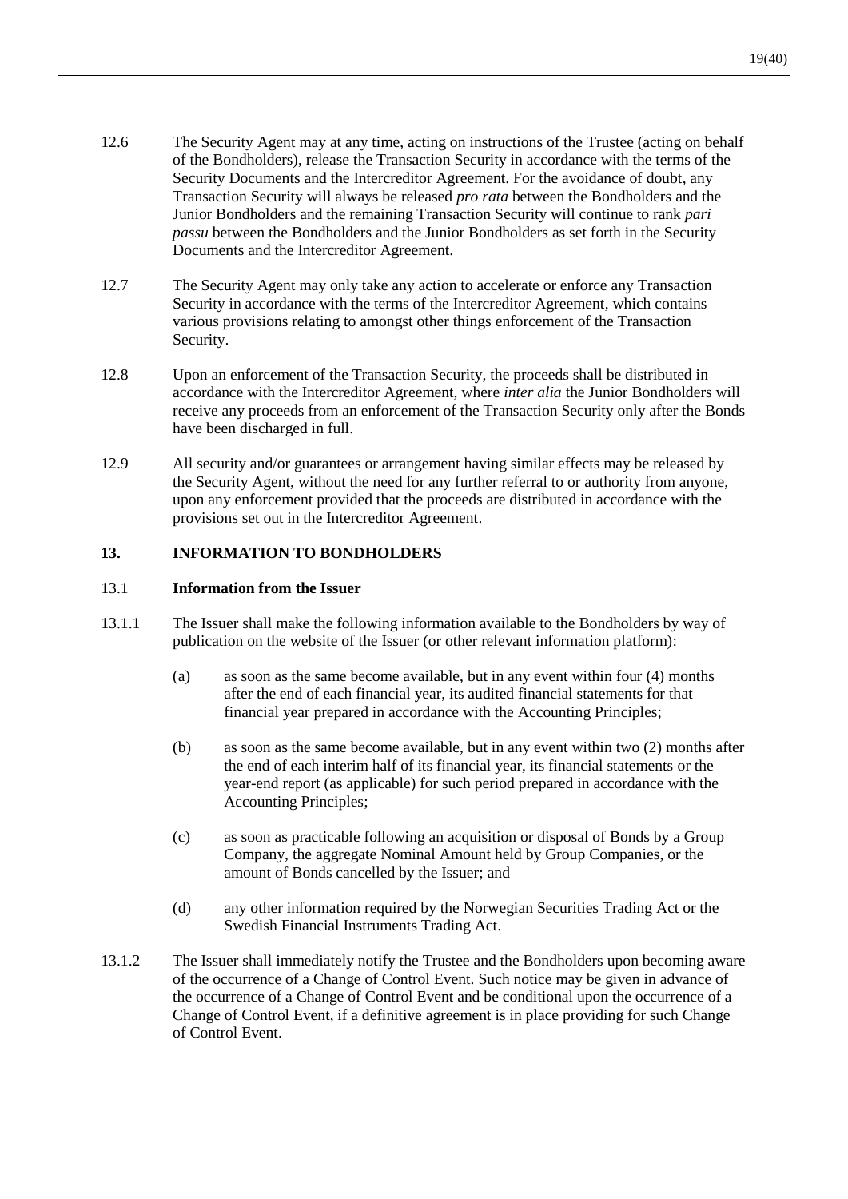12.6 The Security Agent may at any time, acting on instructions of the Trustee (acting on behalf of the Bondholders), release the Transaction Security in accordance with the terms of the Security Documents and the Intercreditor Agreement. For the avoidance of doubt, any Transaction Security will always be released *pro rata* between the Bondholders and the Junior Bondholders and the remaining Transaction Security will continue to rank *pari passu* between the Bondholders and the Junior Bondholders as set forth in the Security Documents and the Intercreditor Agreement.

12.7 The Security Agent may only take any action to accelerate or enforce any Transaction Security in accordance with the terms of the Intercreditor Agreement, which contains various provisions relating to amongst other things enforcement of the Transaction Security.

12.8 Upon an enforcement of the Transaction Security, the proceeds shall be distributed in accordance with the Intercreditor Agreement, where *inter alia* the Junior Bondholders will receive any proceeds from an enforcement of the Transaction Security only after the Bonds have been discharged in full.

12.9 All security and/or guarantees or arrangement having similar effects may be released by the Security Agent, without the need for any further referral to or authority from anyone, upon any enforcement provided that the proceeds are distributed in accordance with the provisions set out in the Intercreditor Agreement.

## 13. INFORMATION TO BONDHOLDERS

### 13.1 Information from the Issuer

13.1.1 The Issuer shall make the following information available to the Bondholders by way of publication on the website of the Issuer (or other relevant information platform):

(a) as soon as the same become available, but in any event within four (4) months after the end of each financial year, its audited financial statements for that financial year prepared in accordance with the Accounting Principles;

(b) as soon as the same become available, but in any event within two (2) months after the end of each interim half of its financial year, its financial statements or the year-end report (as applicable) for such period prepared in accordance with the Accounting Principles;

(c) as soon as practicable following an acquisition or disposal of Bonds by a Group Company, the aggregate Nominal Amount held by Group Companies, or the amount of Bonds cancelled by the Issuer; and

(d) any other information required by the Norwegian Securities Trading Act or the Swedish Financial Instruments Trading Act.

13.1.2 The Issuer shall immediately notify the Trustee and the Bondholders upon becoming aware of the occurrence of a Change of Control Event. Such notice may be given in advance of the occurrence of a Change of Control Event and be conditional upon the occurrence of a Change of Control Event, if a definitive agreement is in place providing for such Change of Control Event.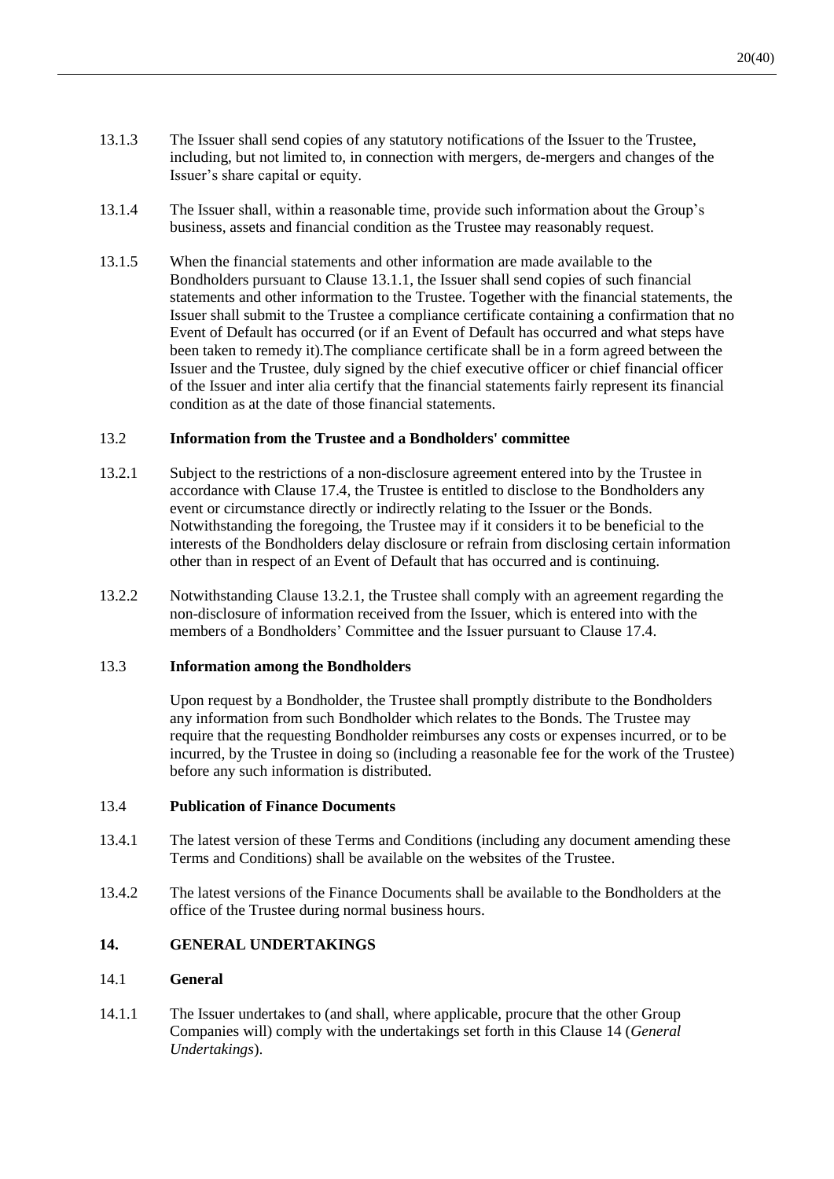13.1.3 The Issuer shall send copies of any statutory notifications of the Issuer to the Trustee, including, but not limited to, in connection with mergers, de-mergers and changes of the Issuer's share capital or equity.

13.1.4 The Issuer shall, within a reasonable time, provide such information about the Group's business, assets and financial condition as the Trustee may reasonably request.

13.1.5 When the financial statements and other information are made available to the Bondholders pursuant to Clause 13.1.1, the Issuer shall send copies of such financial statements and other information to the Trustee. Together with the financial statements, the Issuer shall submit to the Trustee a compliance certificate containing a confirmation that no Event of Default has occurred (or if an Event of Default has occurred and what steps have been taken to remedy it).The compliance certificate shall be in a form agreed between the Issuer and the Trustee, duly signed by the chief executive officer or chief financial officer of the Issuer and inter alia certify that the financial statements fairly represent its financial condition as at the date of those financial statements.

### 13.2 Information from the Trustee and a Bondholders' committee

13.2.1 Subject to the restrictions of a non-disclosure agreement entered into by the Trustee in accordance with Clause 17.4, the Trustee is entitled to disclose to the Bondholders any event or circumstance directly or indirectly relating to the Issuer or the Bonds. Notwithstanding the foregoing, the Trustee may if it considers it to be beneficial to the interests of the Bondholders delay disclosure or refrain from disclosing certain information other than in respect of an Event of Default that has occurred and is continuing.

13.2.2 Notwithstanding Clause 13.2.1, the Trustee shall comply with an agreement regarding the non-disclosure of information received from the Issuer, which is entered into with the members of a Bondholders' Committee and the Issuer pursuant to Clause 17.4.

### 13.3 Information among the Bondholders

Upon request by a Bondholder, the Trustee shall promptly distribute to the Bondholders any information from such Bondholder which relates to the Bonds. The Trustee may require that the requesting Bondholder reimburses any costs or expenses incurred, or to be incurred, by the Trustee in doing so (including a reasonable fee for the work of the Trustee) before any such information is distributed.

### 13.4 Publication of Finance Documents

13.4.1 The latest version of these Terms and Conditions (including any document amending these Terms and Conditions) shall be available on the websites of the Trustee.

13.4.2 The latest versions of the Finance Documents shall be available to the Bondholders at the office of the Trustee during normal business hours.

## 14. GENERAL UNDERTAKINGS

### 14.1 General

14.1.1 The Issuer undertakes to (and shall, where applicable, procure that the other Group Companies will) comply with the undertakings set forth in this Clause 14 (*General Undertakings*).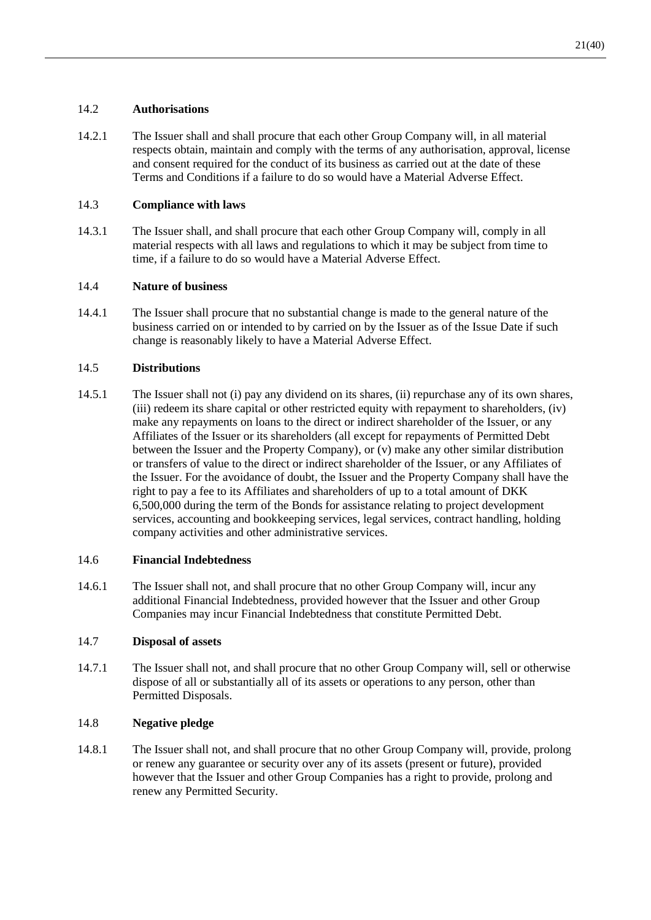### 14.2 **Authorisations**

14.2.1 The Issuer shall and shall procure that each other Group Company will, in all material respects obtain, maintain and comply with the terms of any authorisation, approval, license and consent required for the conduct of its business as carried out at the date of these Terms and Conditions if a failure to do so would have a Material Adverse Effect.

### 14.3 **Compliance with laws**

14.3.1 The Issuer shall, and shall procure that each other Group Company will, comply in all material respects with all laws and regulations to which it may be subject from time to time, if a failure to do so would have a Material Adverse Effect.

### 14.4 **Nature of business**

14.4.1 The Issuer shall procure that no substantial change is made to the general nature of the business carried on or intended to by carried on by the Issuer as of the Issue Date if such change is reasonably likely to have a Material Adverse Effect.

### 14.5 **Distributions**

14.5.1 The Issuer shall not (i) pay any dividend on its shares, (ii) repurchase any of its own shares, (iii) redeem its share capital or other restricted equity with repayment to shareholders, (iv) make any repayments on loans to the direct or indirect shareholder of the Issuer, or any Affiliates of the Issuer or its shareholders (all except for repayments of Permitted Debt between the Issuer and the Property Company), or (v) make any other similar distribution or transfers of value to the direct or indirect shareholder of the Issuer, or any Affiliates of the Issuer. For the avoidance of doubt, the Issuer and the Property Company shall have the right to pay a fee to its Affiliates and shareholders of up to a total amount of DKK 6,500,000 during the term of the Bonds for assistance relating to project development services, accounting and bookkeeping services, legal services, contract handling, holding company activities and other administrative services.

### 14.6 **Financial Indebtedness**

14.6.1 The Issuer shall not, and shall procure that no other Group Company will, incur any additional Financial Indebtedness, provided however that the Issuer and other Group Companies may incur Financial Indebtedness that constitute Permitted Debt.

### 14.7 **Disposal of assets**

14.7.1 The Issuer shall not, and shall procure that no other Group Company will, sell or otherwise dispose of all or substantially all of its assets or operations to any person, other than Permitted Disposals.

### 14.8 **Negative pledge**

14.8.1 The Issuer shall not, and shall procure that no other Group Company will, provide, prolong or renew any guarantee or security over any of its assets (present or future), provided however that the Issuer and other Group Companies has a right to provide, prolong and renew any Permitted Security.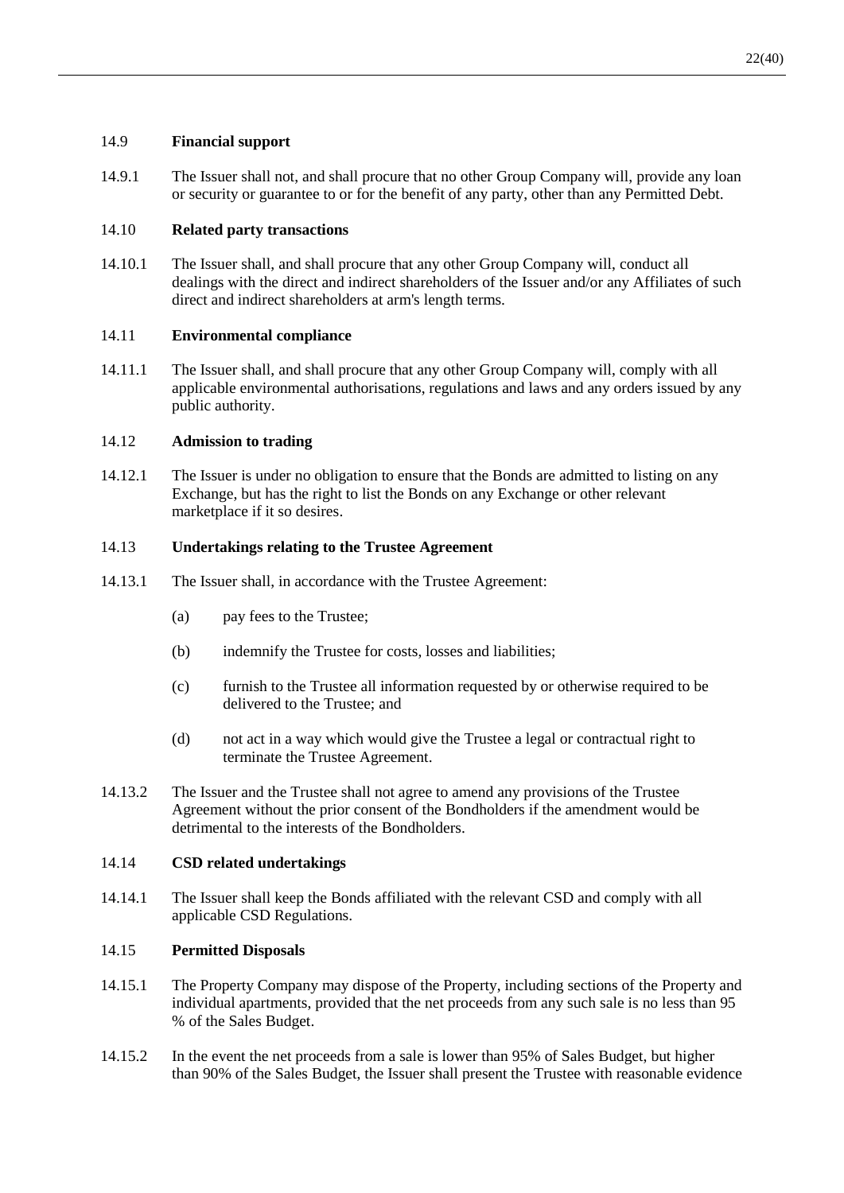### 14.9 **Financial support**

14.9.1 The Issuer shall not, and shall procure that no other Group Company will, provide any loan or security or guarantee to or for the benefit of any party, other than any Permitted Debt.

### 14.10 **Related party transactions**

14.10.1 The Issuer shall, and shall procure that any other Group Company will, conduct all dealings with the direct and indirect shareholders of the Issuer and/or any Affiliates of such direct and indirect shareholders at arm's length terms.

### 14.11 **Environmental compliance**

14.11.1 The Issuer shall, and shall procure that any other Group Company will, comply with all applicable environmental authorisations, regulations and laws and any orders issued by any public authority.

### 14.12 **Admission to trading**

14.12.1 The Issuer is under no obligation to ensure that the Bonds are admitted to listing on any Exchange, but has the right to list the Bonds on any Exchange or other relevant marketplace if it so desires.

### 14.13 **Undertakings relating to the Trustee Agreement**

14.13.1 The Issuer shall, in accordance with the Trustee Agreement:

(a) pay fees to the Trustee;

(b) indemnify the Trustee for costs, losses and liabilities;

(c) furnish to the Trustee all information requested by or otherwise required to be delivered to the Trustee; and

(d) not act in a way which would give the Trustee a legal or contractual right to terminate the Trustee Agreement.

14.13.2 The Issuer and the Trustee shall not agree to amend any provisions of the Trustee Agreement without the prior consent of the Bondholders if the amendment would be detrimental to the interests of the Bondholders.

### 14.14 **CSD related undertakings**

14.14.1 The Issuer shall keep the Bonds affiliated with the relevant CSD and comply with all applicable CSD Regulations.

### 14.15 **Permitted Disposals**

14.15.1 The Property Company may dispose of the Property, including sections of the Property and individual apartments, provided that the net proceeds from any such sale is no less than 95 % of the Sales Budget.

14.15.2 In the event the net proceeds from a sale is lower than 95% of Sales Budget, but higher than 90% of the Sales Budget, the Issuer shall present the Trustee with reasonable evidence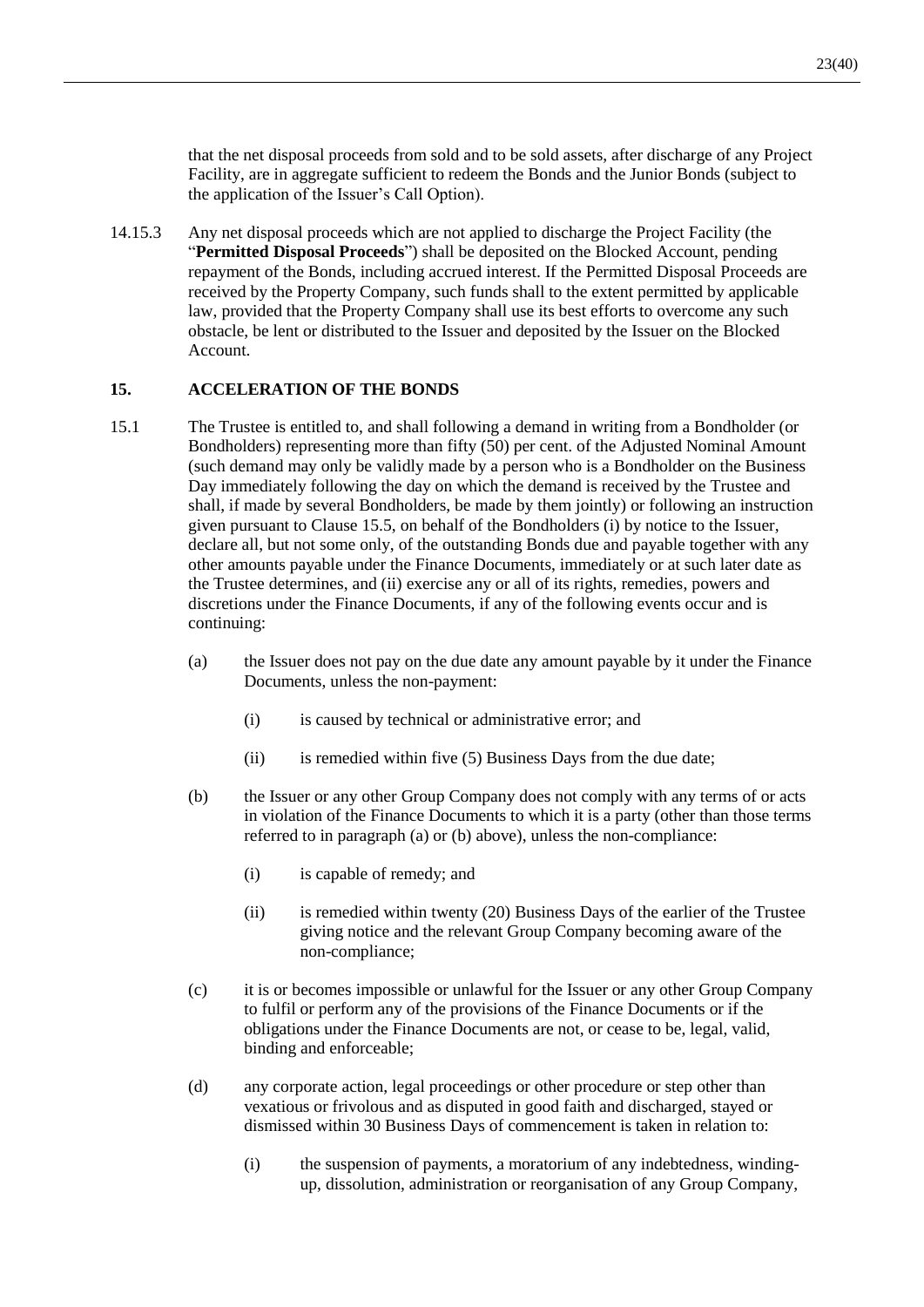that the net disposal proceeds from sold and to be sold assets, after discharge of any Project Facility, are in aggregate sufficient to redeem the Bonds and the Junior Bonds (subject to the application of the Issuer's Call Option).

14.15.3 Any net disposal proceeds which are not applied to discharge the Project Facility (the "**Permitted Disposal Proceeds**") shall be deposited on the Blocked Account, pending repayment of the Bonds, including accrued interest. If the Permitted Disposal Proceeds are received by the Property Company, such funds shall to the extent permitted by applicable law, provided that the Property Company shall use its best efforts to overcome any such obstacle, be lent or distributed to the Issuer and deposited by the Issuer on the Blocked Account.

## 15. ACCELERATION OF THE BONDS

15.1 The Trustee is entitled to, and shall following a demand in writing from a Bondholder (or Bondholders) representing more than fifty (50) per cent. of the Adjusted Nominal Amount (such demand may only be validly made by a person who is a Bondholder on the Business Day immediately following the day on which the demand is received by the Trustee and shall, if made by several Bondholders, be made by them jointly) or following an instruction given pursuant to Clause 15.5, on behalf of the Bondholders (i) by notice to the Issuer, declare all, but not some only, of the outstanding Bonds due and payable together with any other amounts payable under the Finance Documents, immediately or at such later date as the Trustee determines, and (ii) exercise any or all of its rights, remedies, powers and discretions under the Finance Documents, if any of the following events occur and is continuing:

(a) the Issuer does not pay on the due date any amount payable by it under the Finance Documents, unless the non-payment:

  (i) is caused by technical or administrative error; and

  (ii) is remedied within five (5) Business Days from the due date;

(b) the Issuer or any other Group Company does not comply with any terms of or acts in violation of the Finance Documents to which it is a party (other than those terms referred to in paragraph (a) or (b) above), unless the non-compliance:

  (i) is capable of remedy; and

  (ii) is remedied within twenty (20) Business Days of the earlier of the Trustee giving notice and the relevant Group Company becoming aware of the non-compliance;

(c) it is or becomes impossible or unlawful for the Issuer or any other Group Company to fulfil or perform any of the provisions of the Finance Documents or if the obligations under the Finance Documents are not, or cease to be, legal, valid, binding and enforceable;

(d) any corporate action, legal proceedings or other procedure or step other than vexatious or frivolous and as disputed in good faith and discharged, stayed or dismissed within 30 Business Days of commencement is taken in relation to:

  (i) the suspension of payments, a moratorium of any indebtedness, winding-up, dissolution, administration or reorganisation of any Group Company,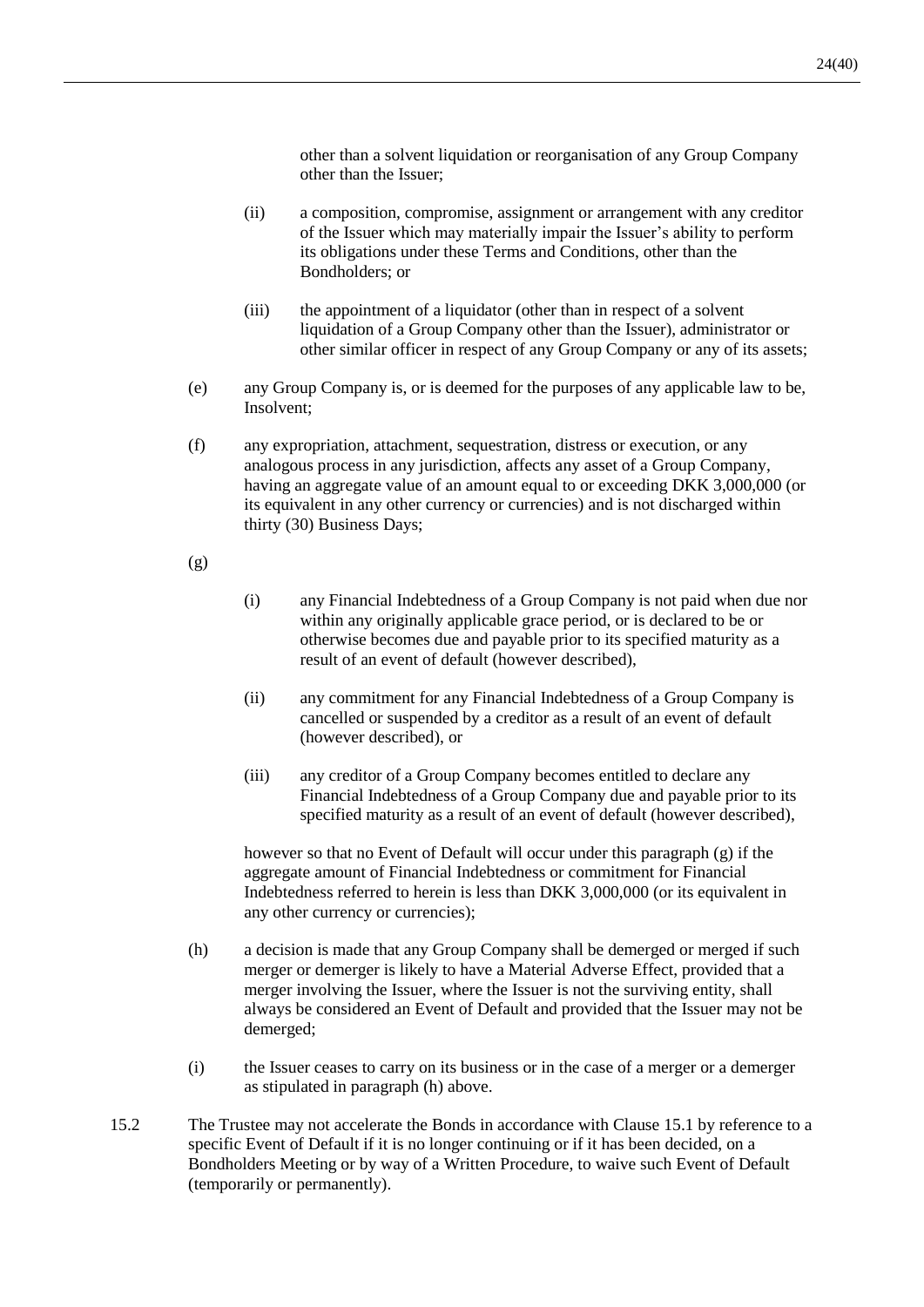other than a solvent liquidation or reorganisation of any Group Company other than the Issuer;

(ii) a composition, compromise, assignment or arrangement with any creditor of the Issuer which may materially impair the Issuer's ability to perform its obligations under these Terms and Conditions, other than the Bondholders; or

(iii) the appointment of a liquidator (other than in respect of a solvent liquidation of a Group Company other than the Issuer), administrator or other similar officer in respect of any Group Company or any of its assets;

(e) any Group Company is, or is deemed for the purposes of any applicable law to be, Insolvent;

(f) any expropriation, attachment, sequestration, distress or execution, or any analogous process in any jurisdiction, affects any asset of a Group Company, having an aggregate value of an amount equal to or exceeding DKK 3,000,000 (or its equivalent in any other currency or currencies) and is not discharged within thirty (30) Business Days;

(g)

(i) any Financial Indebtedness of a Group Company is not paid when due nor within any originally applicable grace period, or is declared to be or otherwise becomes due and payable prior to its specified maturity as a result of an event of default (however described),

(ii) any commitment for any Financial Indebtedness of a Group Company is cancelled or suspended by a creditor as a result of an event of default (however described), or

(iii) any creditor of a Group Company becomes entitled to declare any Financial Indebtedness of a Group Company due and payable prior to its specified maturity as a result of an event of default (however described),

however so that no Event of Default will occur under this paragraph (g) if the aggregate amount of Financial Indebtedness or commitment for Financial Indebtedness referred to herein is less than DKK 3,000,000 (or its equivalent in any other currency or currencies);

(h) a decision is made that any Group Company shall be demerged or merged if such merger or demerger is likely to have a Material Adverse Effect, provided that a merger involving the Issuer, where the Issuer is not the surviving entity, shall always be considered an Event of Default and provided that the Issuer may not be demerged;

(i) the Issuer ceases to carry on its business or in the case of a merger or a demerger as stipulated in paragraph (h) above.

15.2 The Trustee may not accelerate the Bonds in accordance with Clause 15.1 by reference to a specific Event of Default if it is no longer continuing or if it has been decided, on a Bondholders Meeting or by way of a Written Procedure, to waive such Event of Default (temporarily or permanently).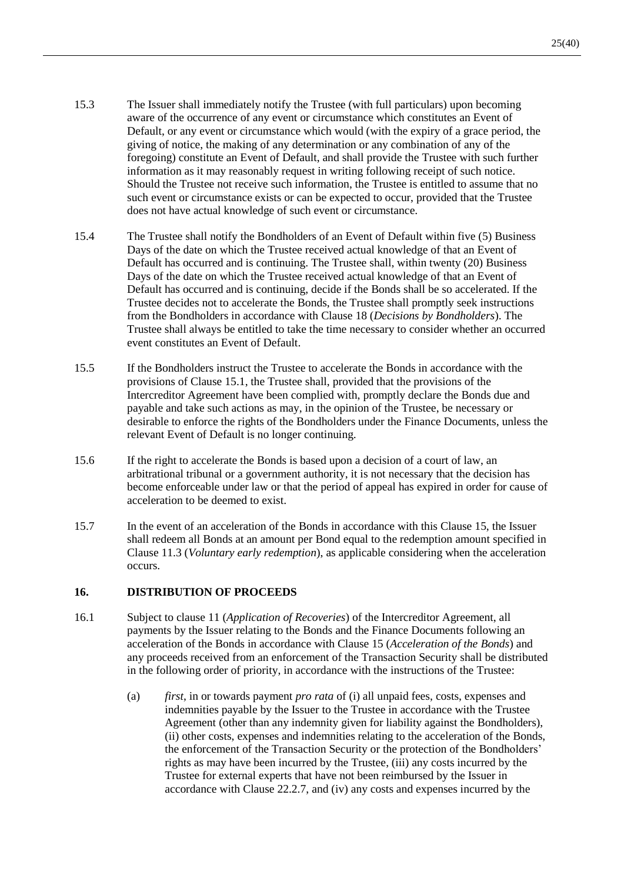15.3 The Issuer shall immediately notify the Trustee (with full particulars) upon becoming aware of the occurrence of any event or circumstance which constitutes an Event of Default, or any event or circumstance which would (with the expiry of a grace period, the giving of notice, the making of any determination or any combination of any of the foregoing) constitute an Event of Default, and shall provide the Trustee with such further information as it may reasonably request in writing following receipt of such notice. Should the Trustee not receive such information, the Trustee is entitled to assume that no such event or circumstance exists or can be expected to occur, provided that the Trustee does not have actual knowledge of such event or circumstance.

15.4 The Trustee shall notify the Bondholders of an Event of Default within five (5) Business Days of the date on which the Trustee received actual knowledge of that an Event of Default has occurred and is continuing. The Trustee shall, within twenty (20) Business Days of the date on which the Trustee received actual knowledge of that an Event of Default has occurred and is continuing, decide if the Bonds shall be so accelerated. If the Trustee decides not to accelerate the Bonds, the Trustee shall promptly seek instructions from the Bondholders in accordance with Clause 18 (*Decisions by Bondholders*). The Trustee shall always be entitled to take the time necessary to consider whether an occurred event constitutes an Event of Default.

15.5 If the Bondholders instruct the Trustee to accelerate the Bonds in accordance with the provisions of Clause 15.1, the Trustee shall, provided that the provisions of the Intercreditor Agreement have been complied with, promptly declare the Bonds due and payable and take such actions as may, in the opinion of the Trustee, be necessary or desirable to enforce the rights of the Bondholders under the Finance Documents, unless the relevant Event of Default is no longer continuing.

15.6 If the right to accelerate the Bonds is based upon a decision of a court of law, an arbitrational tribunal or a government authority, it is not necessary that the decision has become enforceable under law or that the period of appeal has expired in order for cause of acceleration to be deemed to exist.

15.7 In the event of an acceleration of the Bonds in accordance with this Clause 15, the Issuer shall redeem all Bonds at an amount per Bond equal to the redemption amount specified in Clause 11.3 (*Voluntary early redemption*), as applicable considering when the acceleration occurs.

## 16. DISTRIBUTION OF PROCEEDS

16.1 Subject to clause 11 (*Application of Recoveries*) of the Intercreditor Agreement, all payments by the Issuer relating to the Bonds and the Finance Documents following an acceleration of the Bonds in accordance with Clause 15 (*Acceleration of the Bonds*) and any proceeds received from an enforcement of the Transaction Security shall be distributed in the following order of priority, in accordance with the instructions of the Trustee:

(a) *first*, in or towards payment *pro rata* of (i) all unpaid fees, costs, expenses and indemnities payable by the Issuer to the Trustee in accordance with the Trustee Agreement (other than any indemnity given for liability against the Bondholders), (ii) other costs, expenses and indemnities relating to the acceleration of the Bonds, the enforcement of the Transaction Security or the protection of the Bondholders' rights as may have been incurred by the Trustee, (iii) any costs incurred by the Trustee for external experts that have not been reimbursed by the Issuer in accordance with Clause 22.2.7, and (iv) any costs and expenses incurred by the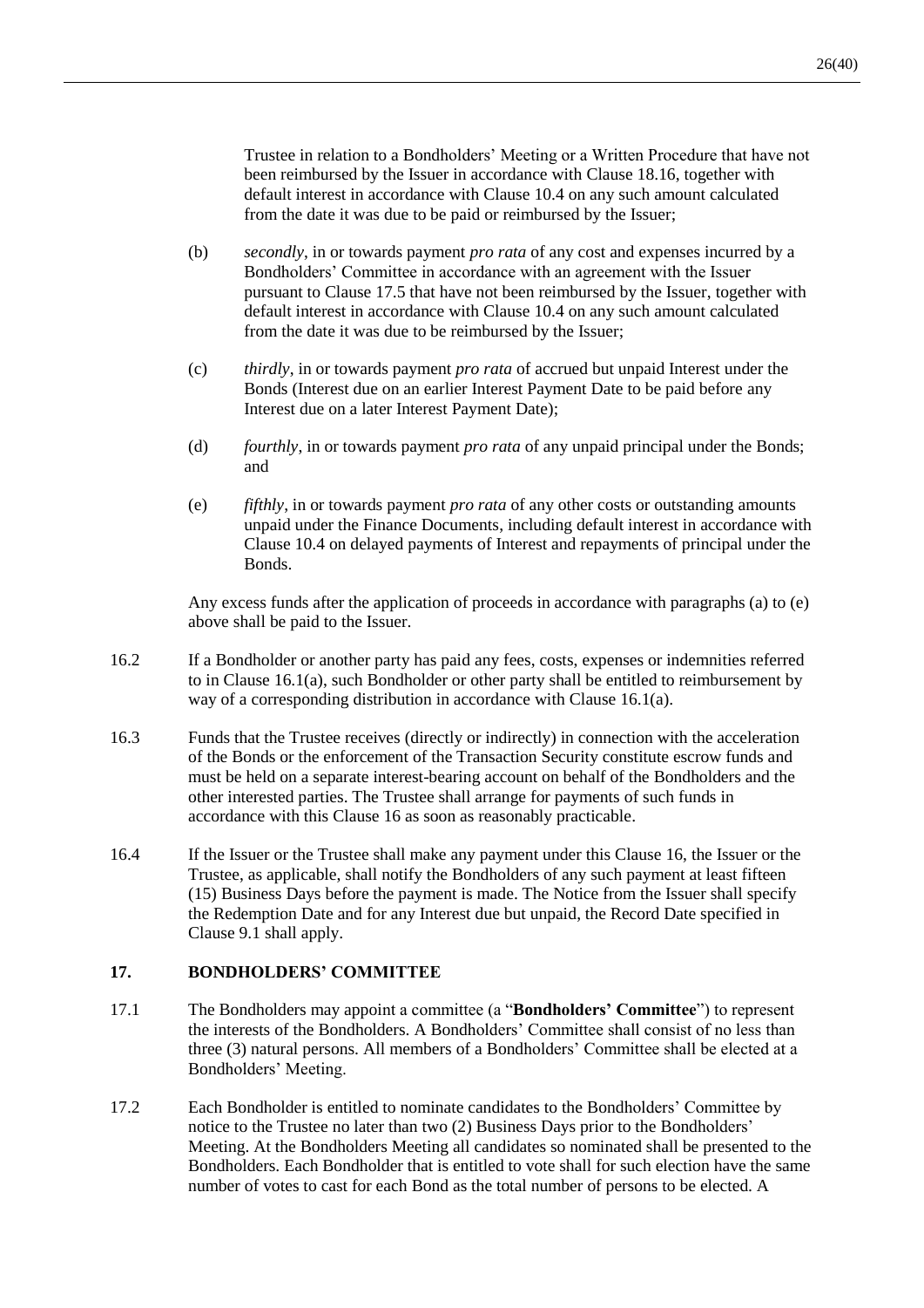Trustee in relation to a Bondholders' Meeting or a Written Procedure that have not been reimbursed by the Issuer in accordance with Clause 18.16, together with default interest in accordance with Clause 10.4 on any such amount calculated from the date it was due to be paid or reimbursed by the Issuer;

(b) *secondly*, in or towards payment *pro rata* of any cost and expenses incurred by a Bondholders' Committee in accordance with an agreement with the Issuer pursuant to Clause 17.5 that have not been reimbursed by the Issuer, together with default interest in accordance with Clause 10.4 on any such amount calculated from the date it was due to be reimbursed by the Issuer;

(c) *thirdly*, in or towards payment *pro rata* of accrued but unpaid Interest under the Bonds (Interest due on an earlier Interest Payment Date to be paid before any Interest due on a later Interest Payment Date);

(d) *fourthly*, in or towards payment *pro rata* of any unpaid principal under the Bonds; and

(e) *fifthly*, in or towards payment *pro rata* of any other costs or outstanding amounts unpaid under the Finance Documents, including default interest in accordance with Clause 10.4 on delayed payments of Interest and repayments of principal under the Bonds.

Any excess funds after the application of proceeds in accordance with paragraphs (a) to (e) above shall be paid to the Issuer.

16.2 If a Bondholder or another party has paid any fees, costs, expenses or indemnities referred to in Clause 16.1(a), such Bondholder or other party shall be entitled to reimbursement by way of a corresponding distribution in accordance with Clause 16.1(a).

16.3 Funds that the Trustee receives (directly or indirectly) in connection with the acceleration of the Bonds or the enforcement of the Transaction Security constitute escrow funds and must be held on a separate interest-bearing account on behalf of the Bondholders and the other interested parties. The Trustee shall arrange for payments of such funds in accordance with this Clause 16 as soon as reasonably practicable.

16.4 If the Issuer or the Trustee shall make any payment under this Clause 16, the Issuer or the Trustee, as applicable, shall notify the Bondholders of any such payment at least fifteen (15) Business Days before the payment is made. The Notice from the Issuer shall specify the Redemption Date and for any Interest due but unpaid, the Record Date specified in Clause 9.1 shall apply.

## 17. BONDHOLDERS' COMMITTEE

17.1 The Bondholders may appoint a committee (a "**Bondholders' Committee**") to represent the interests of the Bondholders. A Bondholders' Committee shall consist of no less than three (3) natural persons. All members of a Bondholders' Committee shall be elected at a Bondholders' Meeting.

17.2 Each Bondholder is entitled to nominate candidates to the Bondholders' Committee by notice to the Trustee no later than two (2) Business Days prior to the Bondholders' Meeting. At the Bondholders Meeting all candidates so nominated shall be presented to the Bondholders. Each Bondholder that is entitled to vote shall for such election have the same number of votes to cast for each Bond as the total number of persons to be elected. A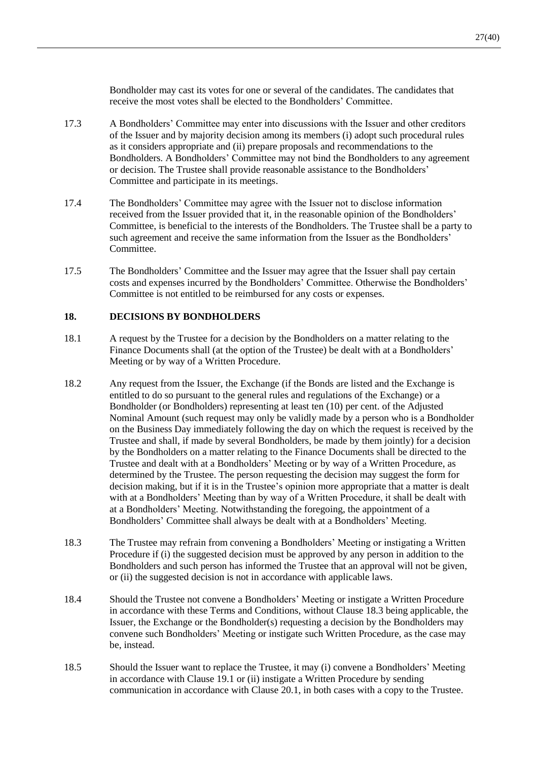Bondholder may cast its votes for one or several of the candidates. The candidates that receive the most votes shall be elected to the Bondholders' Committee.

17.3 A Bondholders' Committee may enter into discussions with the Issuer and other creditors of the Issuer and by majority decision among its members (i) adopt such procedural rules as it considers appropriate and (ii) prepare proposals and recommendations to the Bondholders. A Bondholders' Committee may not bind the Bondholders to any agreement or decision. The Trustee shall provide reasonable assistance to the Bondholders' Committee and participate in its meetings.

17.4 The Bondholders' Committee may agree with the Issuer not to disclose information received from the Issuer provided that it, in the reasonable opinion of the Bondholders' Committee, is beneficial to the interests of the Bondholders. The Trustee shall be a party to such agreement and receive the same information from the Issuer as the Bondholders' Committee.

17.5 The Bondholders' Committee and the Issuer may agree that the Issuer shall pay certain costs and expenses incurred by the Bondholders' Committee. Otherwise the Bondholders' Committee is not entitled to be reimbursed for any costs or expenses.

## 18. DECISIONS BY BONDHOLDERS

18.1 A request by the Trustee for a decision by the Bondholders on a matter relating to the Finance Documents shall (at the option of the Trustee) be dealt with at a Bondholders' Meeting or by way of a Written Procedure.

18.2 Any request from the Issuer, the Exchange (if the Bonds are listed and the Exchange is entitled to do so pursuant to the general rules and regulations of the Exchange) or a Bondholder (or Bondholders) representing at least ten (10) per cent. of the Adjusted Nominal Amount (such request may only be validly made by a person who is a Bondholder on the Business Day immediately following the day on which the request is received by the Trustee and shall, if made by several Bondholders, be made by them jointly) for a decision by the Bondholders on a matter relating to the Finance Documents shall be directed to the Trustee and dealt with at a Bondholders' Meeting or by way of a Written Procedure, as determined by the Trustee. The person requesting the decision may suggest the form for decision making, but if it is in the Trustee's opinion more appropriate that a matter is dealt with at a Bondholders' Meeting than by way of a Written Procedure, it shall be dealt with at a Bondholders' Meeting. Notwithstanding the foregoing, the appointment of a Bondholders' Committee shall always be dealt with at a Bondholders' Meeting.

18.3 The Trustee may refrain from convening a Bondholders' Meeting or instigating a Written Procedure if (i) the suggested decision must be approved by any person in addition to the Bondholders and such person has informed the Trustee that an approval will not be given, or (ii) the suggested decision is not in accordance with applicable laws.

18.4 Should the Trustee not convene a Bondholders' Meeting or instigate a Written Procedure in accordance with these Terms and Conditions, without Clause 18.3 being applicable, the Issuer, the Exchange or the Bondholder(s) requesting a decision by the Bondholders may convene such Bondholders' Meeting or instigate such Written Procedure, as the case may be, instead.

18.5 Should the Issuer want to replace the Trustee, it may (i) convene a Bondholders' Meeting in accordance with Clause 19.1 or (ii) instigate a Written Procedure by sending communication in accordance with Clause 20.1, in both cases with a copy to the Trustee.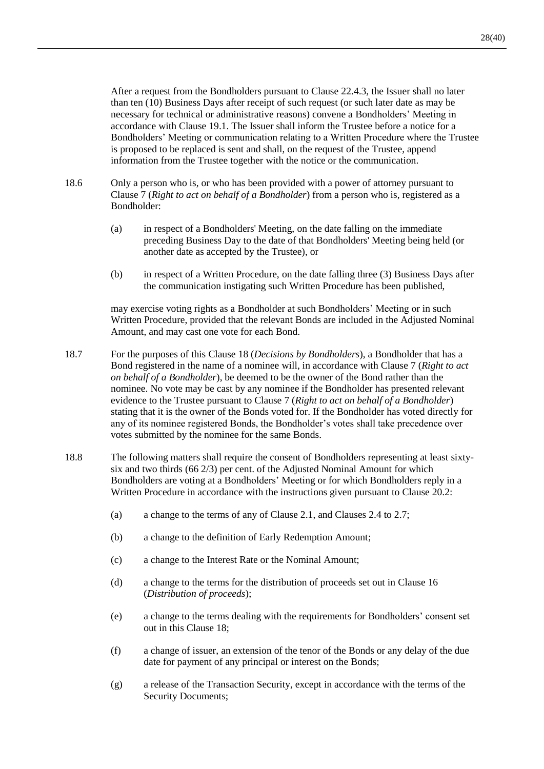After a request from the Bondholders pursuant to Clause 22.4.3, the Issuer shall no later than ten (10) Business Days after receipt of such request (or such later date as may be necessary for technical or administrative reasons) convene a Bondholders' Meeting in accordance with Clause 19.1. The Issuer shall inform the Trustee before a notice for a Bondholders' Meeting or communication relating to a Written Procedure where the Trustee is proposed to be replaced is sent and shall, on the request of the Trustee, append information from the Trustee together with the notice or the communication.

18.6 Only a person who is, or who has been provided with a power of attorney pursuant to Clause 7 (*Right to act on behalf of a Bondholder*) from a person who is, registered as a Bondholder:

(a) in respect of a Bondholders' Meeting, on the date falling on the immediate preceding Business Day to the date of that Bondholders' Meeting being held (or another date as accepted by the Trustee), or

(b) in respect of a Written Procedure, on the date falling three (3) Business Days after the communication instigating such Written Procedure has been published,

may exercise voting rights as a Bondholder at such Bondholders' Meeting or in such Written Procedure, provided that the relevant Bonds are included in the Adjusted Nominal Amount, and may cast one vote for each Bond.

18.7 For the purposes of this Clause 18 (*Decisions by Bondholders*), a Bondholder that has a Bond registered in the name of a nominee will, in accordance with Clause 7 (*Right to act on behalf of a Bondholder*), be deemed to be the owner of the Bond rather than the nominee. No vote may be cast by any nominee if the Bondholder has presented relevant evidence to the Trustee pursuant to Clause 7 (*Right to act on behalf of a Bondholder*) stating that it is the owner of the Bonds voted for. If the Bondholder has voted directly for any of its nominee registered Bonds, the Bondholder's votes shall take precedence over votes submitted by the nominee for the same Bonds.

18.8 The following matters shall require the consent of Bondholders representing at least sixty-six and two thirds (66 2/3) per cent. of the Adjusted Nominal Amount for which Bondholders are voting at a Bondholders' Meeting or for which Bondholders reply in a Written Procedure in accordance with the instructions given pursuant to Clause 20.2:

(a) a change to the terms of any of Clause 2.1, and Clauses 2.4 to 2.7;

(b) a change to the definition of Early Redemption Amount;

(c) a change to the Interest Rate or the Nominal Amount;

(d) a change to the terms for the distribution of proceeds set out in Clause 16 (*Distribution of proceeds*);

(e) a change to the terms dealing with the requirements for Bondholders' consent set out in this Clause 18;

(f) a change of issuer, an extension of the tenor of the Bonds or any delay of the due date for payment of any principal or interest on the Bonds;

(g) a release of the Transaction Security, except in accordance with the terms of the Security Documents;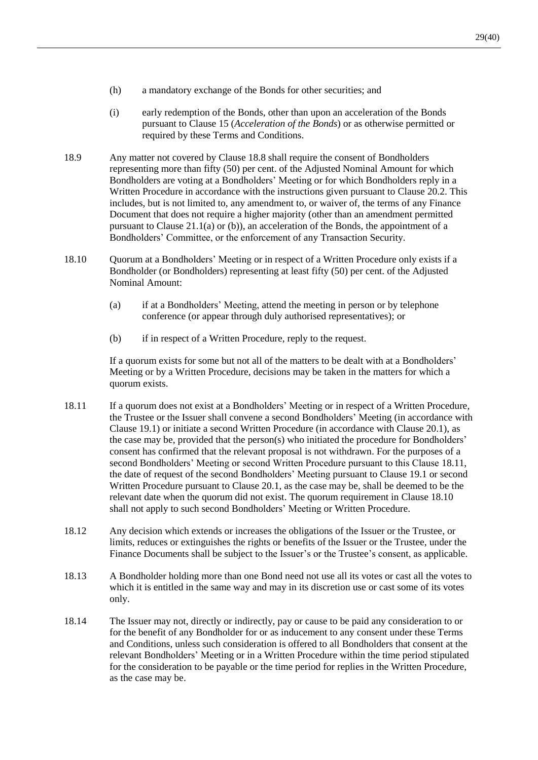(h) a mandatory exchange of the Bonds for other securities; and

(i) early redemption of the Bonds, other than upon an acceleration of the Bonds pursuant to Clause 15 (*Acceleration of the Bonds*) or as otherwise permitted or required by these Terms and Conditions.

18.9 Any matter not covered by Clause 18.8 shall require the consent of Bondholders representing more than fifty (50) per cent. of the Adjusted Nominal Amount for which Bondholders are voting at a Bondholders' Meeting or for which Bondholders reply in a Written Procedure in accordance with the instructions given pursuant to Clause 20.2. This includes, but is not limited to, any amendment to, or waiver of, the terms of any Finance Document that does not require a higher majority (other than an amendment permitted pursuant to Clause 21.1(a) or (b)), an acceleration of the Bonds, the appointment of a Bondholders' Committee, or the enforcement of any Transaction Security.

18.10 Quorum at a Bondholders' Meeting or in respect of a Written Procedure only exists if a Bondholder (or Bondholders) representing at least fifty (50) per cent. of the Adjusted Nominal Amount:

(a) if at a Bondholders' Meeting, attend the meeting in person or by telephone conference (or appear through duly authorised representatives); or

(b) if in respect of a Written Procedure, reply to the request.

If a quorum exists for some but not all of the matters to be dealt with at a Bondholders' Meeting or by a Written Procedure, decisions may be taken in the matters for which a quorum exists.

18.11 If a quorum does not exist at a Bondholders' Meeting or in respect of a Written Procedure, the Trustee or the Issuer shall convene a second Bondholders' Meeting (in accordance with Clause 19.1) or initiate a second Written Procedure (in accordance with Clause 20.1), as the case may be, provided that the person(s) who initiated the procedure for Bondholders' consent has confirmed that the relevant proposal is not withdrawn. For the purposes of a second Bondholders' Meeting or second Written Procedure pursuant to this Clause 18.11, the date of request of the second Bondholders' Meeting pursuant to Clause 19.1 or second Written Procedure pursuant to Clause 20.1, as the case may be, shall be deemed to be the relevant date when the quorum did not exist. The quorum requirement in Clause 18.10 shall not apply to such second Bondholders' Meeting or Written Procedure.

18.12 Any decision which extends or increases the obligations of the Issuer or the Trustee, or limits, reduces or extinguishes the rights or benefits of the Issuer or the Trustee, under the Finance Documents shall be subject to the Issuer's or the Trustee's consent, as applicable.

18.13 A Bondholder holding more than one Bond need not use all its votes or cast all the votes to which it is entitled in the same way and may in its discretion use or cast some of its votes only.

18.14 The Issuer may not, directly or indirectly, pay or cause to be paid any consideration to or for the benefit of any Bondholder for or as inducement to any consent under these Terms and Conditions, unless such consideration is offered to all Bondholders that consent at the relevant Bondholders' Meeting or in a Written Procedure within the time period stipulated for the consideration to be payable or the time period for replies in the Written Procedure, as the case may be.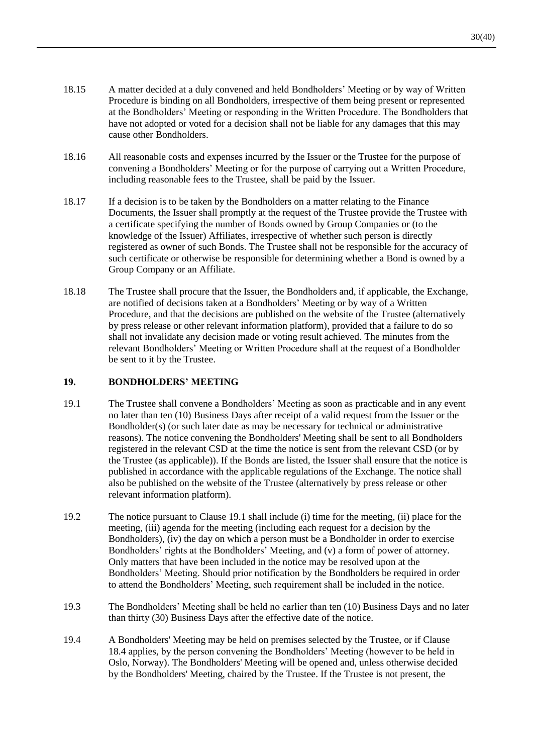18.15 A matter decided at a duly convened and held Bondholders' Meeting or by way of Written Procedure is binding on all Bondholders, irrespective of them being present or represented at the Bondholders' Meeting or responding in the Written Procedure. The Bondholders that have not adopted or voted for a decision shall not be liable for any damages that this may cause other Bondholders.

18.16 All reasonable costs and expenses incurred by the Issuer or the Trustee for the purpose of convening a Bondholders' Meeting or for the purpose of carrying out a Written Procedure, including reasonable fees to the Trustee, shall be paid by the Issuer.

18.17 If a decision is to be taken by the Bondholders on a matter relating to the Finance Documents, the Issuer shall promptly at the request of the Trustee provide the Trustee with a certificate specifying the number of Bonds owned by Group Companies or (to the knowledge of the Issuer) Affiliates, irrespective of whether such person is directly registered as owner of such Bonds. The Trustee shall not be responsible for the accuracy of such certificate or otherwise be responsible for determining whether a Bond is owned by a Group Company or an Affiliate.

18.18 The Trustee shall procure that the Issuer, the Bondholders and, if applicable, the Exchange, are notified of decisions taken at a Bondholders' Meeting or by way of a Written Procedure, and that the decisions are published on the website of the Trustee (alternatively by press release or other relevant information platform), provided that a failure to do so shall not invalidate any decision made or voting result achieved. The minutes from the relevant Bondholders' Meeting or Written Procedure shall at the request of a Bondholder be sent to it by the Trustee.

## 19. BONDHOLDERS' MEETING

19.1 The Trustee shall convene a Bondholders' Meeting as soon as practicable and in any event no later than ten (10) Business Days after receipt of a valid request from the Issuer or the Bondholder(s) (or such later date as may be necessary for technical or administrative reasons). The notice convening the Bondholders' Meeting shall be sent to all Bondholders registered in the relevant CSD at the time the notice is sent from the relevant CSD (or by the Trustee (as applicable)). If the Bonds are listed, the Issuer shall ensure that the notice is published in accordance with the applicable regulations of the Exchange. The notice shall also be published on the website of the Trustee (alternatively by press release or other relevant information platform).

19.2 The notice pursuant to Clause 19.1 shall include (i) time for the meeting, (ii) place for the meeting, (iii) agenda for the meeting (including each request for a decision by the Bondholders), (iv) the day on which a person must be a Bondholder in order to exercise Bondholders' rights at the Bondholders' Meeting, and (v) a form of power of attorney. Only matters that have been included in the notice may be resolved upon at the Bondholders' Meeting. Should prior notification by the Bondholders be required in order to attend the Bondholders' Meeting, such requirement shall be included in the notice.

19.3 The Bondholders' Meeting shall be held no earlier than ten (10) Business Days and no later than thirty (30) Business Days after the effective date of the notice.

19.4 A Bondholders' Meeting may be held on premises selected by the Trustee, or if Clause 18.4 applies, by the person convening the Bondholders' Meeting (however to be held in Oslo, Norway). The Bondholders' Meeting will be opened and, unless otherwise decided by the Bondholders' Meeting, chaired by the Trustee. If the Trustee is not present, the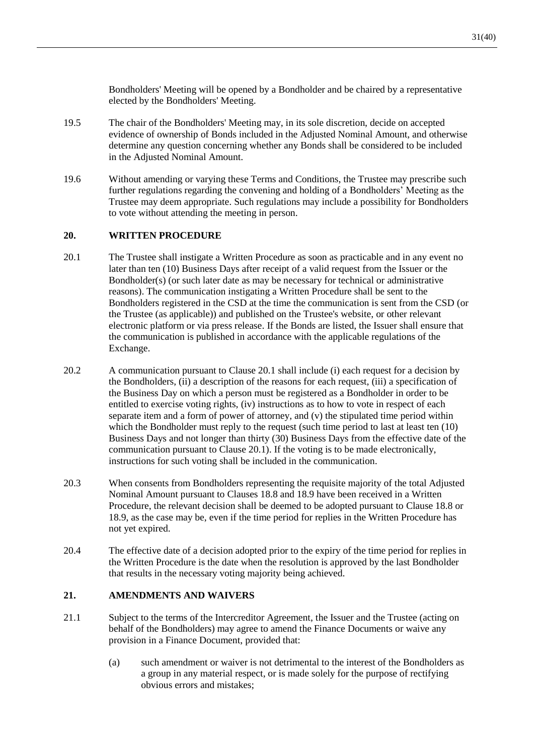Bondholders' Meeting will be opened by a Bondholder and be chaired by a representative elected by the Bondholders' Meeting.

19.5 The chair of the Bondholders' Meeting may, in its sole discretion, decide on accepted evidence of ownership of Bonds included in the Adjusted Nominal Amount, and otherwise determine any question concerning whether any Bonds shall be considered to be included in the Adjusted Nominal Amount.

19.6 Without amending or varying these Terms and Conditions, the Trustee may prescribe such further regulations regarding the convening and holding of a Bondholders' Meeting as the Trustee may deem appropriate. Such regulations may include a possibility for Bondholders to vote without attending the meeting in person.

## 20. WRITTEN PROCEDURE

20.1 The Trustee shall instigate a Written Procedure as soon as practicable and in any event no later than ten (10) Business Days after receipt of a valid request from the Issuer or the Bondholder(s) (or such later date as may be necessary for technical or administrative reasons). The communication instigating a Written Procedure shall be sent to the Bondholders registered in the CSD at the time the communication is sent from the CSD (or the Trustee (as applicable)) and published on the Trustee's website, or other relevant electronic platform or via press release. If the Bonds are listed, the Issuer shall ensure that the communication is published in accordance with the applicable regulations of the Exchange.

20.2 A communication pursuant to Clause 20.1 shall include (i) each request for a decision by the Bondholders, (ii) a description of the reasons for each request, (iii) a specification of the Business Day on which a person must be registered as a Bondholder in order to be entitled to exercise voting rights, (iv) instructions as to how to vote in respect of each separate item and a form of power of attorney, and (v) the stipulated time period within which the Bondholder must reply to the request (such time period to last at least ten (10) Business Days and not longer than thirty (30) Business Days from the effective date of the communication pursuant to Clause 20.1). If the voting is to be made electronically, instructions for such voting shall be included in the communication.

20.3 When consents from Bondholders representing the requisite majority of the total Adjusted Nominal Amount pursuant to Clauses 18.8 and 18.9 have been received in a Written Procedure, the relevant decision shall be deemed to be adopted pursuant to Clause 18.8 or 18.9, as the case may be, even if the time period for replies in the Written Procedure has not yet expired.

20.4 The effective date of a decision adopted prior to the expiry of the time period for replies in the Written Procedure is the date when the resolution is approved by the last Bondholder that results in the necessary voting majority being achieved.

## 21. AMENDMENTS AND WAIVERS

21.1 Subject to the terms of the Intercreditor Agreement, the Issuer and the Trustee (acting on behalf of the Bondholders) may agree to amend the Finance Documents or waive any provision in a Finance Document, provided that:

(a) such amendment or waiver is not detrimental to the interest of the Bondholders as a group in any material respect, or is made solely for the purpose of rectifying obvious errors and mistakes;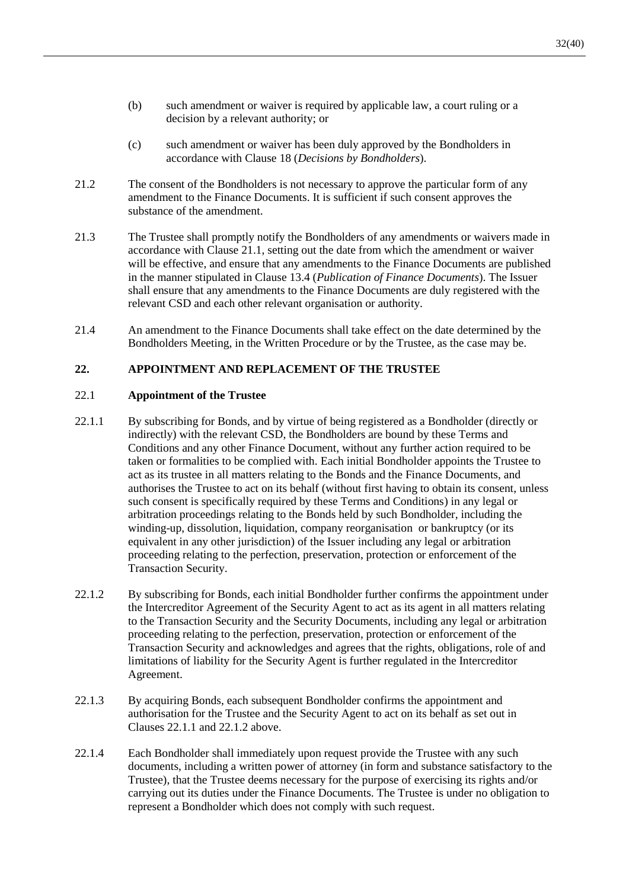(b) such amendment or waiver is required by applicable law, a court ruling or a decision by a relevant authority; or

(c) such amendment or waiver has been duly approved by the Bondholders in accordance with Clause 18 (*Decisions by Bondholders*).

21.2 The consent of the Bondholders is not necessary to approve the particular form of any amendment to the Finance Documents. It is sufficient if such consent approves the substance of the amendment.

21.3 The Trustee shall promptly notify the Bondholders of any amendments or waivers made in accordance with Clause 21.1, setting out the date from which the amendment or waiver will be effective, and ensure that any amendments to the Finance Documents are published in the manner stipulated in Clause 13.4 (*Publication of Finance Documents*). The Issuer shall ensure that any amendments to the Finance Documents are duly registered with the relevant CSD and each other relevant organisation or authority.

21.4 An amendment to the Finance Documents shall take effect on the date determined by the Bondholders Meeting, in the Written Procedure or by the Trustee, as the case may be.

## 22. APPOINTMENT AND REPLACEMENT OF THE TRUSTEE

### 22.1 Appointment of the Trustee

22.1.1 By subscribing for Bonds, and by virtue of being registered as a Bondholder (directly or indirectly) with the relevant CSD, the Bondholders are bound by these Terms and Conditions and any other Finance Document, without any further action required to be taken or formalities to be complied with. Each initial Bondholder appoints the Trustee to act as its trustee in all matters relating to the Bonds and the Finance Documents, and authorises the Trustee to act on its behalf (without first having to obtain its consent, unless such consent is specifically required by these Terms and Conditions) in any legal or arbitration proceedings relating to the Bonds held by such Bondholder, including the winding-up, dissolution, liquidation, company reorganisation or bankruptcy (or its equivalent in any other jurisdiction) of the Issuer including any legal or arbitration proceeding relating to the perfection, preservation, protection or enforcement of the Transaction Security.

22.1.2 By subscribing for Bonds, each initial Bondholder further confirms the appointment under the Intercreditor Agreement of the Security Agent to act as its agent in all matters relating to the Transaction Security and the Security Documents, including any legal or arbitration proceeding relating to the perfection, preservation, protection or enforcement of the Transaction Security and acknowledges and agrees that the rights, obligations, role of and limitations of liability for the Security Agent is further regulated in the Intercreditor Agreement.

22.1.3 By acquiring Bonds, each subsequent Bondholder confirms the appointment and authorisation for the Trustee and the Security Agent to act on its behalf as set out in Clauses 22.1.1 and 22.1.2 above.

22.1.4 Each Bondholder shall immediately upon request provide the Trustee with any such documents, including a written power of attorney (in form and substance satisfactory to the Trustee), that the Trustee deems necessary for the purpose of exercising its rights and/or carrying out its duties under the Finance Documents. The Trustee is under no obligation to represent a Bondholder which does not comply with such request.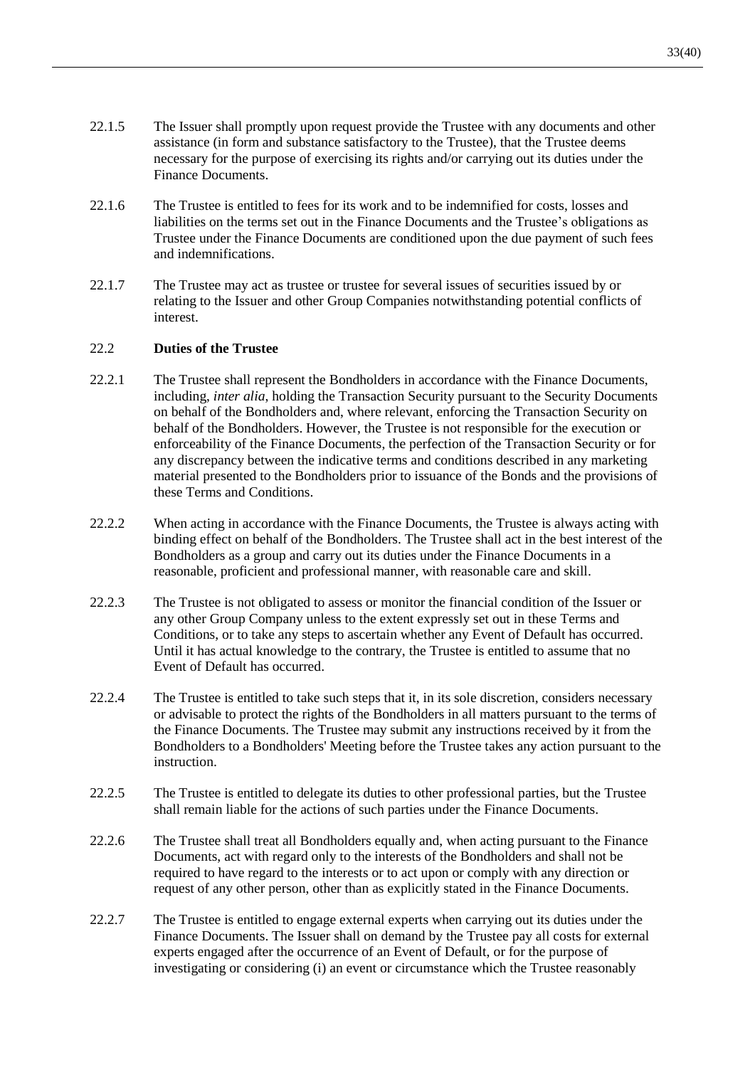22.1.5 The Issuer shall promptly upon request provide the Trustee with any documents and other assistance (in form and substance satisfactory to the Trustee), that the Trustee deems necessary for the purpose of exercising its rights and/or carrying out its duties under the Finance Documents.

22.1.6 The Trustee is entitled to fees for its work and to be indemnified for costs, losses and liabilities on the terms set out in the Finance Documents and the Trustee's obligations as Trustee under the Finance Documents are conditioned upon the due payment of such fees and indemnifications.

22.1.7 The Trustee may act as trustee or trustee for several issues of securities issued by or relating to the Issuer and other Group Companies notwithstanding potential conflicts of interest.

### 22.2 Duties of the Trustee

22.2.1 The Trustee shall represent the Bondholders in accordance with the Finance Documents, including, *inter alia*, holding the Transaction Security pursuant to the Security Documents on behalf of the Bondholders and, where relevant, enforcing the Transaction Security on behalf of the Bondholders. However, the Trustee is not responsible for the execution or enforceability of the Finance Documents, the perfection of the Transaction Security or for any discrepancy between the indicative terms and conditions described in any marketing material presented to the Bondholders prior to issuance of the Bonds and the provisions of these Terms and Conditions.

22.2.2 When acting in accordance with the Finance Documents, the Trustee is always acting with binding effect on behalf of the Bondholders. The Trustee shall act in the best interest of the Bondholders as a group and carry out its duties under the Finance Documents in a reasonable, proficient and professional manner, with reasonable care and skill.

22.2.3 The Trustee is not obligated to assess or monitor the financial condition of the Issuer or any other Group Company unless to the extent expressly set out in these Terms and Conditions, or to take any steps to ascertain whether any Event of Default has occurred. Until it has actual knowledge to the contrary, the Trustee is entitled to assume that no Event of Default has occurred.

22.2.4 The Trustee is entitled to take such steps that it, in its sole discretion, considers necessary or advisable to protect the rights of the Bondholders in all matters pursuant to the terms of the Finance Documents. The Trustee may submit any instructions received by it from the Bondholders to a Bondholders' Meeting before the Trustee takes any action pursuant to the instruction.

22.2.5 The Trustee is entitled to delegate its duties to other professional parties, but the Trustee shall remain liable for the actions of such parties under the Finance Documents.

22.2.6 The Trustee shall treat all Bondholders equally and, when acting pursuant to the Finance Documents, act with regard only to the interests of the Bondholders and shall not be required to have regard to the interests or to act upon or comply with any direction or request of any other person, other than as explicitly stated in the Finance Documents.

22.2.7 The Trustee is entitled to engage external experts when carrying out its duties under the Finance Documents. The Issuer shall on demand by the Trustee pay all costs for external experts engaged after the occurrence of an Event of Default, or for the purpose of investigating or considering (i) an event or circumstance which the Trustee reasonably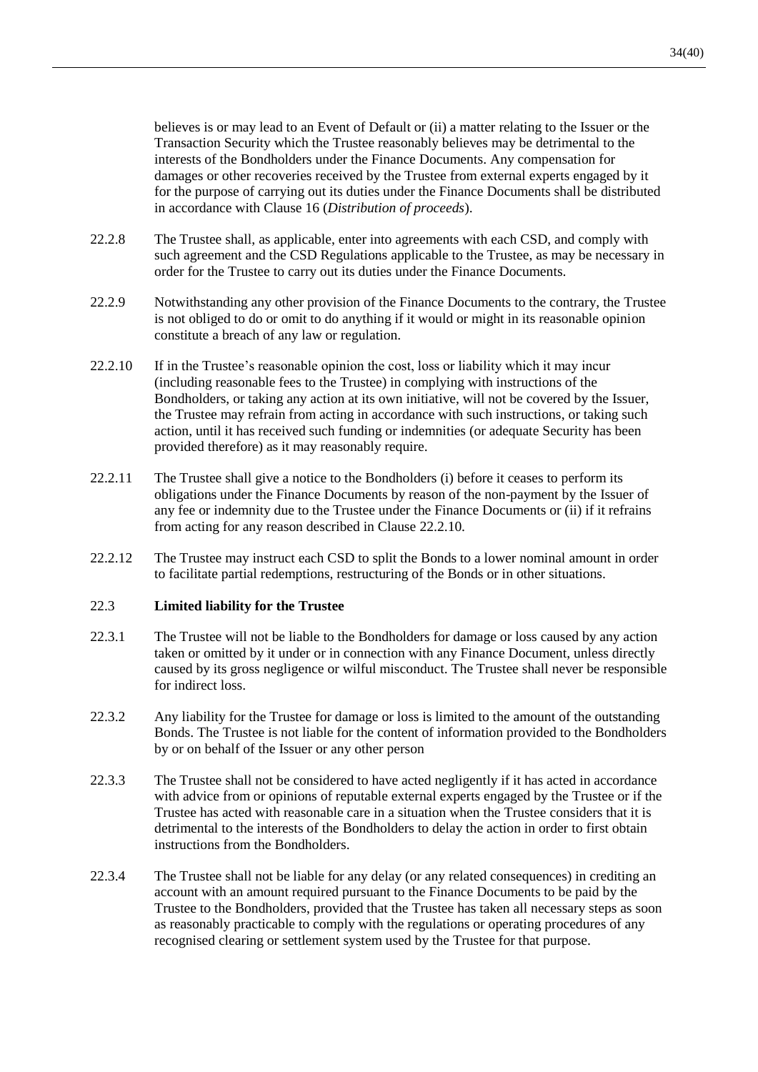believes is or may lead to an Event of Default or (ii) a matter relating to the Issuer or the Transaction Security which the Trustee reasonably believes may be detrimental to the interests of the Bondholders under the Finance Documents. Any compensation for damages or other recoveries received by the Trustee from external experts engaged by it for the purpose of carrying out its duties under the Finance Documents shall be distributed in accordance with Clause 16 (*Distribution of proceeds*).

22.2.8 The Trustee shall, as applicable, enter into agreements with each CSD, and comply with such agreement and the CSD Regulations applicable to the Trustee, as may be necessary in order for the Trustee to carry out its duties under the Finance Documents.

22.2.9 Notwithstanding any other provision of the Finance Documents to the contrary, the Trustee is not obliged to do or omit to do anything if it would or might in its reasonable opinion constitute a breach of any law or regulation.

22.2.10 If in the Trustee's reasonable opinion the cost, loss or liability which it may incur (including reasonable fees to the Trustee) in complying with instructions of the Bondholders, or taking any action at its own initiative, will not be covered by the Issuer, the Trustee may refrain from acting in accordance with such instructions, or taking such action, until it has received such funding or indemnities (or adequate Security has been provided therefore) as it may reasonably require.

22.2.11 The Trustee shall give a notice to the Bondholders (i) before it ceases to perform its obligations under the Finance Documents by reason of the non-payment by the Issuer of any fee or indemnity due to the Trustee under the Finance Documents or (ii) if it refrains from acting for any reason described in Clause 22.2.10.

22.2.12 The Trustee may instruct each CSD to split the Bonds to a lower nominal amount in order to facilitate partial redemptions, restructuring of the Bonds or in other situations.

### 22.3 Limited liability for the Trustee

22.3.1 The Trustee will not be liable to the Bondholders for damage or loss caused by any action taken or omitted by it under or in connection with any Finance Document, unless directly caused by its gross negligence or wilful misconduct. The Trustee shall never be responsible for indirect loss.

22.3.2 Any liability for the Trustee for damage or loss is limited to the amount of the outstanding Bonds. The Trustee is not liable for the content of information provided to the Bondholders by or on behalf of the Issuer or any other person

22.3.3 The Trustee shall not be considered to have acted negligently if it has acted in accordance with advice from or opinions of reputable external experts engaged by the Trustee or if the Trustee has acted with reasonable care in a situation when the Trustee considers that it is detrimental to the interests of the Bondholders to delay the action in order to first obtain instructions from the Bondholders.

22.3.4 The Trustee shall not be liable for any delay (or any related consequences) in crediting an account with an amount required pursuant to the Finance Documents to be paid by the Trustee to the Bondholders, provided that the Trustee has taken all necessary steps as soon as reasonably practicable to comply with the regulations or operating procedures of any recognised clearing or settlement system used by the Trustee for that purpose.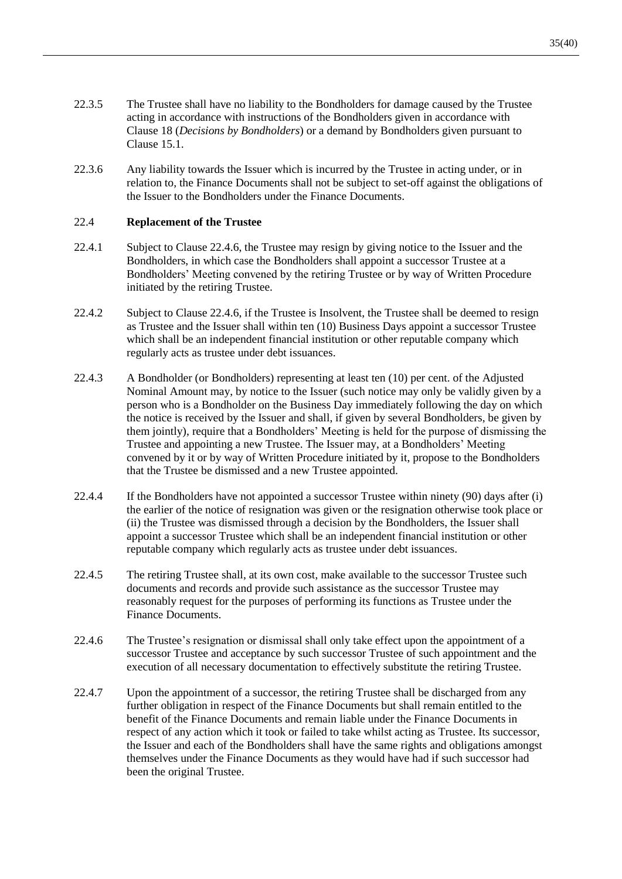22.3.5 The Trustee shall have no liability to the Bondholders for damage caused by the Trustee acting in accordance with instructions of the Bondholders given in accordance with Clause 18 (*Decisions by Bondholders*) or a demand by Bondholders given pursuant to Clause 15.1.

22.3.6 Any liability towards the Issuer which is incurred by the Trustee in acting under, or in relation to, the Finance Documents shall not be subject to set-off against the obligations of the Issuer to the Bondholders under the Finance Documents.

### 22.4 Replacement of the Trustee

22.4.1 Subject to Clause 22.4.6, the Trustee may resign by giving notice to the Issuer and the Bondholders, in which case the Bondholders shall appoint a successor Trustee at a Bondholders' Meeting convened by the retiring Trustee or by way of Written Procedure initiated by the retiring Trustee.

22.4.2 Subject to Clause 22.4.6, if the Trustee is Insolvent, the Trustee shall be deemed to resign as Trustee and the Issuer shall within ten (10) Business Days appoint a successor Trustee which shall be an independent financial institution or other reputable company which regularly acts as trustee under debt issuances.

22.4.3 A Bondholder (or Bondholders) representing at least ten (10) per cent. of the Adjusted Nominal Amount may, by notice to the Issuer (such notice may only be validly given by a person who is a Bondholder on the Business Day immediately following the day on which the notice is received by the Issuer and shall, if given by several Bondholders, be given by them jointly), require that a Bondholders' Meeting is held for the purpose of dismissing the Trustee and appointing a new Trustee. The Issuer may, at a Bondholders' Meeting convened by it or by way of Written Procedure initiated by it, propose to the Bondholders that the Trustee be dismissed and a new Trustee appointed.

22.4.4 If the Bondholders have not appointed a successor Trustee within ninety (90) days after (i) the earlier of the notice of resignation was given or the resignation otherwise took place or (ii) the Trustee was dismissed through a decision by the Bondholders, the Issuer shall appoint a successor Trustee which shall be an independent financial institution or other reputable company which regularly acts as trustee under debt issuances.

22.4.5 The retiring Trustee shall, at its own cost, make available to the successor Trustee such documents and records and provide such assistance as the successor Trustee may reasonably request for the purposes of performing its functions as Trustee under the Finance Documents.

22.4.6 The Trustee's resignation or dismissal shall only take effect upon the appointment of a successor Trustee and acceptance by such successor Trustee of such appointment and the execution of all necessary documentation to effectively substitute the retiring Trustee.

22.4.7 Upon the appointment of a successor, the retiring Trustee shall be discharged from any further obligation in respect of the Finance Documents but shall remain entitled to the benefit of the Finance Documents and remain liable under the Finance Documents in respect of any action which it took or failed to take whilst acting as Trustee. Its successor, the Issuer and each of the Bondholders shall have the same rights and obligations amongst themselves under the Finance Documents as they would have had if such successor had been the original Trustee.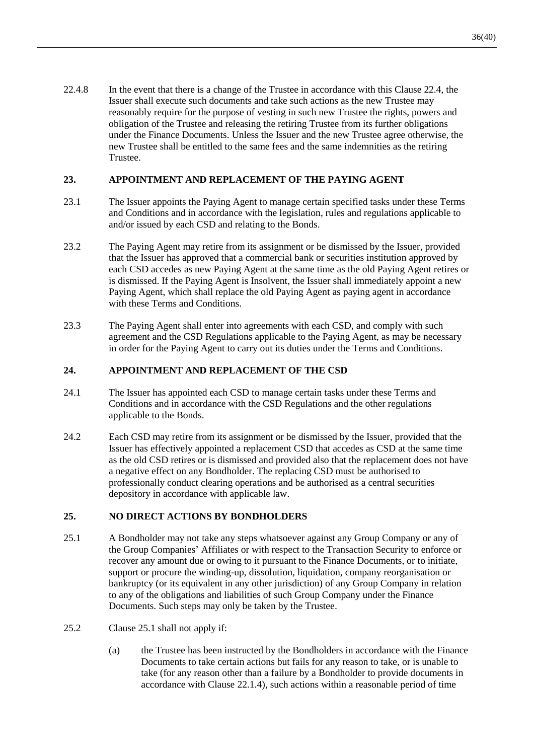22.4.8 In the event that there is a change of the Trustee in accordance with this Clause 22.4, the Issuer shall execute such documents and take such actions as the new Trustee may reasonably require for the purpose of vesting in such new Trustee the rights, powers and obligation of the Trustee and releasing the retiring Trustee from its further obligations under the Finance Documents. Unless the Issuer and the new Trustee agree otherwise, the new Trustee shall be entitled to the same fees and the same indemnities as the retiring Trustee.

## 23. APPOINTMENT AND REPLACEMENT OF THE PAYING AGENT

23.1 The Issuer appoints the Paying Agent to manage certain specified tasks under these Terms and Conditions and in accordance with the legislation, rules and regulations applicable to and/or issued by each CSD and relating to the Bonds.

23.2 The Paying Agent may retire from its assignment or be dismissed by the Issuer, provided that the Issuer has approved that a commercial bank or securities institution approved by each CSD accedes as new Paying Agent at the same time as the old Paying Agent retires or is dismissed. If the Paying Agent is Insolvent, the Issuer shall immediately appoint a new Paying Agent, which shall replace the old Paying Agent as paying agent in accordance with these Terms and Conditions.

23.3 The Paying Agent shall enter into agreements with each CSD, and comply with such agreement and the CSD Regulations applicable to the Paying Agent, as may be necessary in order for the Paying Agent to carry out its duties under the Terms and Conditions.

## 24. APPOINTMENT AND REPLACEMENT OF THE CSD

24.1 The Issuer has appointed each CSD to manage certain tasks under these Terms and Conditions and in accordance with the CSD Regulations and the other regulations applicable to the Bonds.

24.2 Each CSD may retire from its assignment or be dismissed by the Issuer, provided that the Issuer has effectively appointed a replacement CSD that accedes as CSD at the same time as the old CSD retires or is dismissed and provided also that the replacement does not have a negative effect on any Bondholder. The replacing CSD must be authorised to professionally conduct clearing operations and be authorised as a central securities depository in accordance with applicable law.

## 25. NO DIRECT ACTIONS BY BONDHOLDERS

25.1 A Bondholder may not take any steps whatsoever against any Group Company or any of the Group Companies' Affiliates or with respect to the Transaction Security to enforce or recover any amount due or owing to it pursuant to the Finance Documents, or to initiate, support or procure the winding-up, dissolution, liquidation, company reorganisation or bankruptcy (or its equivalent in any other jurisdiction) of any Group Company in relation to any of the obligations and liabilities of such Group Company under the Finance Documents. Such steps may only be taken by the Trustee.

25.2 Clause 25.1 shall not apply if:

(a) the Trustee has been instructed by the Bondholders in accordance with the Finance Documents to take certain actions but fails for any reason to take, or is unable to take (for any reason other than a failure by a Bondholder to provide documents in accordance with Clause 22.1.4), such actions within a reasonable period of time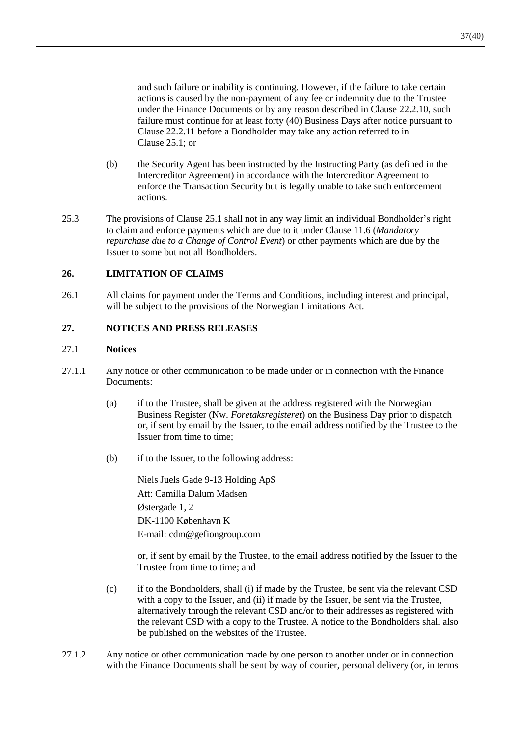and such failure or inability is continuing. However, if the failure to take certain actions is caused by the non-payment of any fee or indemnity due to the Trustee under the Finance Documents or by any reason described in Clause 22.2.10, such failure must continue for at least forty (40) Business Days after notice pursuant to Clause 22.2.11 before a Bondholder may take any action referred to in Clause 25.1; or

(b) the Security Agent has been instructed by the Instructing Party (as defined in the Intercreditor Agreement) in accordance with the Intercreditor Agreement to enforce the Transaction Security but is legally unable to take such enforcement actions.

25.3 The provisions of Clause 25.1 shall not in any way limit an individual Bondholder's right to claim and enforce payments which are due to it under Clause 11.6 (*Mandatory repurchase due to a Change of Control Event*) or other payments which are due by the Issuer to some but not all Bondholders.

## 26. LIMITATION OF CLAIMS

26.1 All claims for payment under the Terms and Conditions, including interest and principal, will be subject to the provisions of the Norwegian Limitations Act.

## 27. NOTICES AND PRESS RELEASES

### 27.1 Notices

27.1.1 Any notice or other communication to be made under or in connection with the Finance Documents:

(a) if to the Trustee, shall be given at the address registered with the Norwegian Business Register (Nw. *Foretaksregisteret*) on the Business Day prior to dispatch or, if sent by email by the Issuer, to the email address notified by the Trustee to the Issuer from time to time;

(b) if to the Issuer, to the following address:

Niels Juels Gade 9-13 Holding ApS
Att: Camilla Dalum Madsen
Østergade 1, 2
DK-1100 København K
E-mail: cdm@gefiongroup.com

or, if sent by email by the Trustee, to the email address notified by the Issuer to the Trustee from time to time; and

(c) if to the Bondholders, shall (i) if made by the Trustee, be sent via the relevant CSD with a copy to the Issuer, and (ii) if made by the Issuer, be sent via the Trustee, alternatively through the relevant CSD and/or to their addresses as registered with the relevant CSD with a copy to the Trustee. A notice to the Bondholders shall also be published on the websites of the Trustee.

27.1.2 Any notice or other communication made by one person to another under or in connection with the Finance Documents shall be sent by way of courier, personal delivery (or, in terms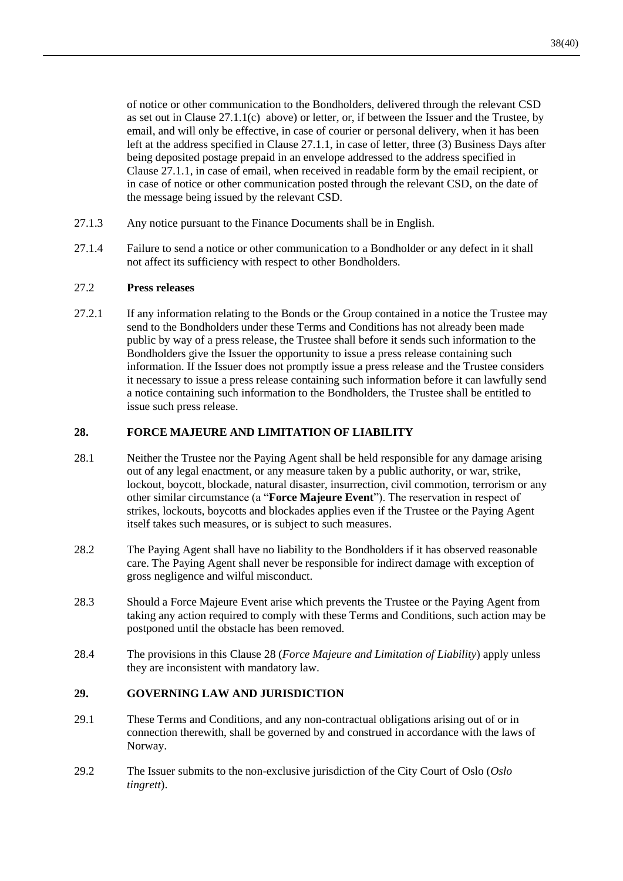of notice or other communication to the Bondholders, delivered through the relevant CSD as set out in Clause 27.1.1(c) above) or letter, or, if between the Issuer and the Trustee, by email, and will only be effective, in case of courier or personal delivery, when it has been left at the address specified in Clause 27.1.1, in case of letter, three (3) Business Days after being deposited postage prepaid in an envelope addressed to the address specified in Clause 27.1.1, in case of email, when received in readable form by the email recipient, or in case of notice or other communication posted through the relevant CSD, on the date of the message being issued by the relevant CSD.

27.1.3 Any notice pursuant to the Finance Documents shall be in English.

27.1.4 Failure to send a notice or other communication to a Bondholder or any defect in it shall not affect its sufficiency with respect to other Bondholders.

### 27.2 Press releases

27.2.1 If any information relating to the Bonds or the Group contained in a notice the Trustee may send to the Bondholders under these Terms and Conditions has not already been made public by way of a press release, the Trustee shall before it sends such information to the Bondholders give the Issuer the opportunity to issue a press release containing such information. If the Issuer does not promptly issue a press release and the Trustee considers it necessary to issue a press release containing such information before it can lawfully send a notice containing such information to the Bondholders, the Trustee shall be entitled to issue such press release.

## 28. FORCE MAJEURE AND LIMITATION OF LIABILITY

28.1 Neither the Trustee nor the Paying Agent shall be held responsible for any damage arising out of any legal enactment, or any measure taken by a public authority, or war, strike, lockout, boycott, blockade, natural disaster, insurrection, civil commotion, terrorism or any other similar circumstance (a "**Force Majeure Event**"). The reservation in respect of strikes, lockouts, boycotts and blockades applies even if the Trustee or the Paying Agent itself takes such measures, or is subject to such measures.

28.2 The Paying Agent shall have no liability to the Bondholders if it has observed reasonable care. The Paying Agent shall never be responsible for indirect damage with exception of gross negligence and wilful misconduct.

28.3 Should a Force Majeure Event arise which prevents the Trustee or the Paying Agent from taking any action required to comply with these Terms and Conditions, such action may be postponed until the obstacle has been removed.

28.4 The provisions in this Clause 28 (*Force Majeure and Limitation of Liability*) apply unless they are inconsistent with mandatory law.

## 29. GOVERNING LAW AND JURISDICTION

29.1 These Terms and Conditions, and any non-contractual obligations arising out of or in connection therewith, shall be governed by and construed in accordance with the laws of Norway.

29.2 The Issuer submits to the non-exclusive jurisdiction of the City Court of Oslo (*Oslo tingrett*).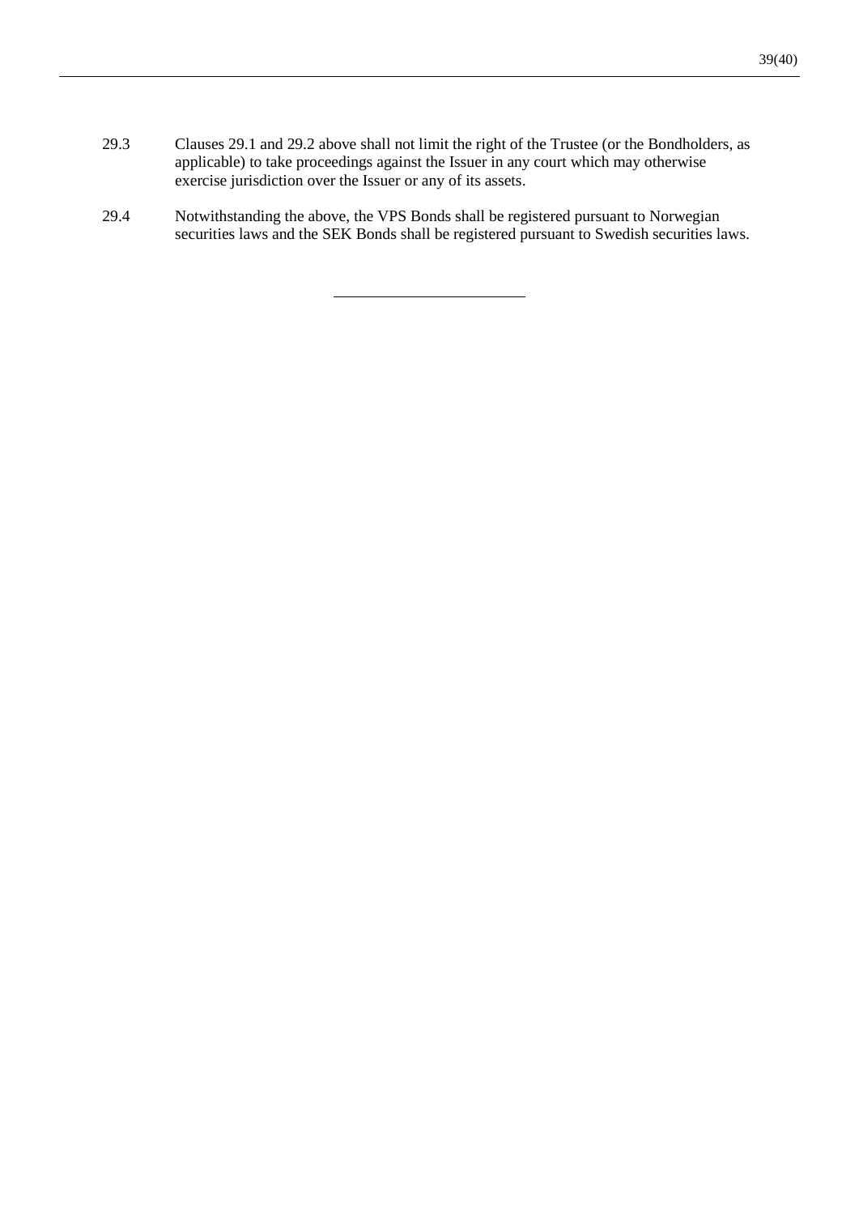29.3 Clauses 29.1 and 29.2 above shall not limit the right of the Trustee (or the Bondholders, as applicable) to take proceedings against the Issuer in any court which may otherwise exercise jurisdiction over the Issuer or any of its assets.

29.4 Notwithstanding the above, the VPS Bonds shall be registered pursuant to Norwegian securities laws and the SEK Bonds shall be registered pursuant to Swedish securities laws.

---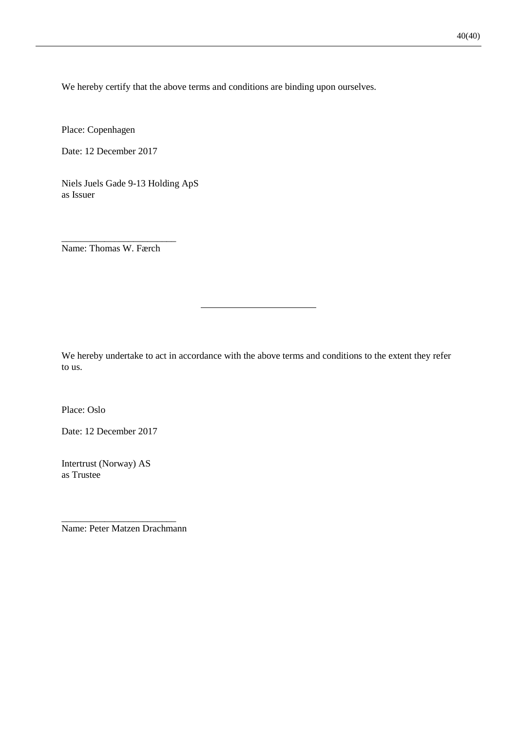We hereby certify that the above terms and conditions are binding upon ourselves.

Place: Copenhagen

Date: 12 December 2017

Niels Juels Gade 9-13 Holding ApS  
as Issuer

________________________  
Name: Thomas W. Færch

---

We hereby undertake to act in accordance with the above terms and conditions to the extent they refer to us.

Place: Oslo

Date: 12 December 2017

Intertrust (Norway) AS  
as Trustee

________________________  
Name: Peter Matzen Drachmann